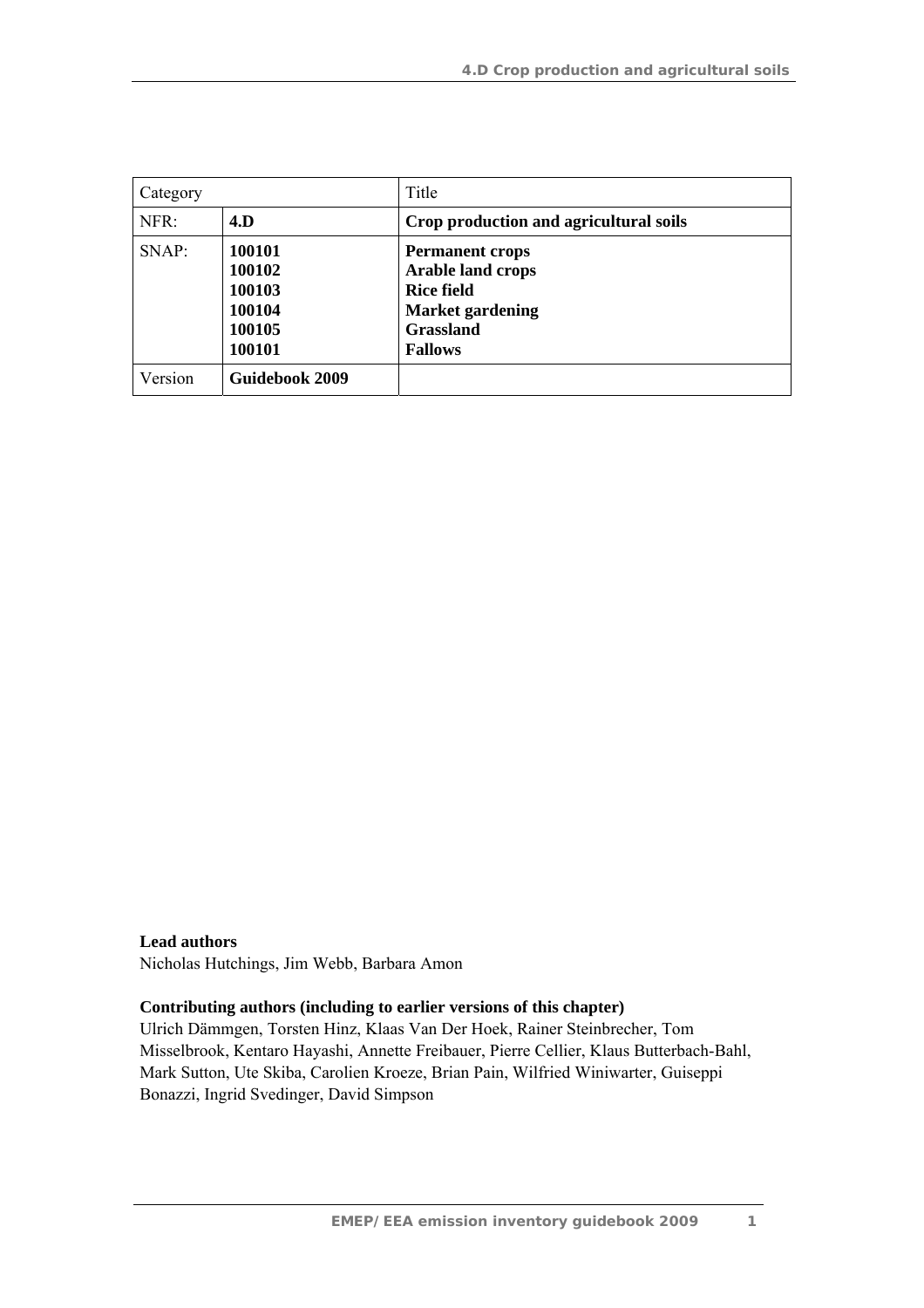| Category | | Title |
|---|---|---|
| NFR: | **4.D** | **Crop production and agricultural soils** |
| SNAP: | **100101**<br>**100102**<br>**100103**<br>**100104**<br>**100105**<br>**100101** | **Permanent crops**<br>**Arable land crops**<br>**Rice field**<br>**Market gardening**<br>**Grassland**<br>**Fallows** |
| Version | **Guidebook 2009** | |

**Lead authors**

Nicholas Hutchings, Jim Webb, Barbara Amon

**Contributing authors (including to earlier versions of this chapter)**

Ulrich Dämmgen, Torsten Hinz, Klaas Van Der Hoek, Rainer Steinbrecher, Tom Misselbrook, Kentaro Hayashi, Annette Freibauer, Pierre Cellier, Klaus Butterbach-Bahl, Mark Sutton, Ute Skiba, Carolien Kroeze, Brian Pain, Wilfried Winiwarter, Guiseppi Bonazzi, Ingrid Svedinger, David Simpson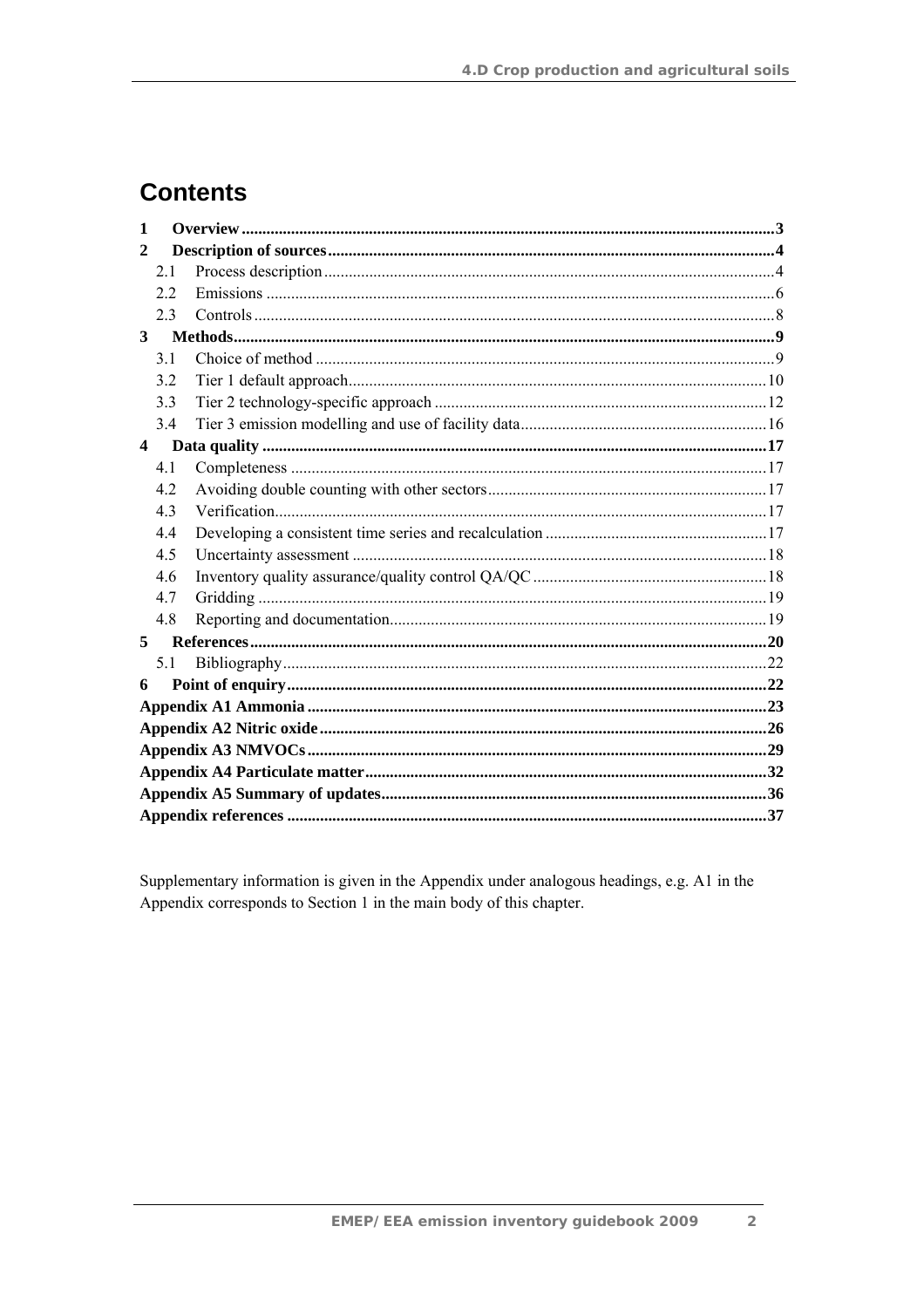# Contents

| | | |
|---|---|---|
| **1** | **Overview** | **3** |
| **2** | **Description of sources** | **4** |
| 2.1 | Process description | 4 |
| 2.2 | Emissions | 6 |
| 2.3 | Controls | 8 |
| **3** | **Methods** | **9** |
| 3.1 | Choice of method | 9 |
| 3.2 | Tier 1 default approach | 10 |
| 3.3 | Tier 2 technology-specific approach | 12 |
| 3.4 | Tier 3 emission modelling and use of facility data | 16 |
| **4** | **Data quality** | **17** |
| 4.1 | Completeness | 17 |
| 4.2 | Avoiding double counting with other sectors | 17 |
| 4.3 | Verification | 17 |
| 4.4 | Developing a consistent time series and recalculation | 17 |
| 4.5 | Uncertainty assessment | 18 |
| 4.6 | Inventory quality assurance/quality control QA/QC | 18 |
| 4.7 | Gridding | 19 |
| 4.8 | Reporting and documentation | 19 |
| **5** | **References** | **20** |
| 5.1 | Bibliography | 22 |
| **6** | **Point of enquiry** | **22** |
| | **Appendix A1 Ammonia** | **23** |
| | **Appendix A2 Nitric oxide** | **26** |
| | **Appendix A3 NMVOCs** | **29** |
| | **Appendix A4 Particulate matter** | **32** |
| | **Appendix A5 Summary of updates** | **36** |
| | **Appendix references** | **37** |

Supplementary information is given in the Appendix under analogous headings, e.g. A1 in the Appendix corresponds to Section 1 in the main body of this chapter.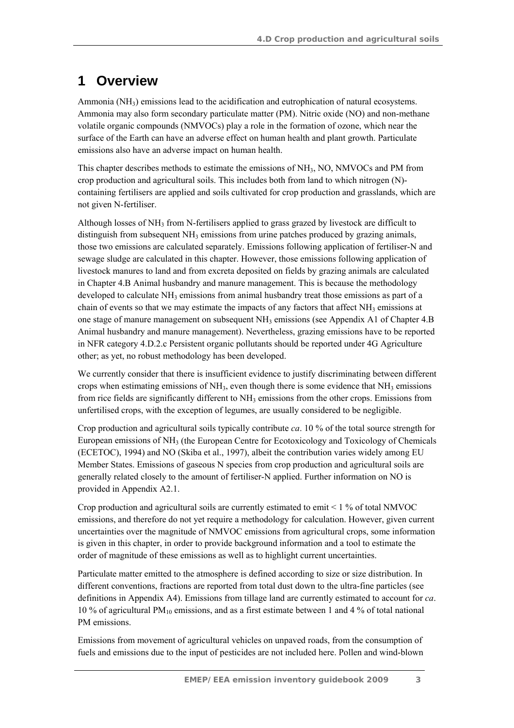# 1 Overview

Ammonia ($NH_3$) emissions lead to the acidification and eutrophication of natural ecosystems. Ammonia may also form secondary particulate matter (PM). Nitric oxide (NO) and non-methane volatile organic compounds (NMVOCs) play a role in the formation of ozone, which near the surface of the Earth can have an adverse effect on human health and plant growth. Particulate emissions also have an adverse impact on human health.

This chapter describes methods to estimate the emissions of $NH_3$, NO, NMVOCs and PM from crop production and agricultural soils. This includes both from land to which nitrogen (N)-containing fertilisers are applied and soils cultivated for crop production and grasslands, which are not given N-fertiliser.

Although losses of $NH_3$ from N-fertilisers applied to grass grazed by livestock are difficult to distinguish from subsequent $NH_3$ emissions from urine patches produced by grazing animals, those two emissions are calculated separately. Emissions following application of fertiliser-N and sewage sludge are calculated in this chapter. However, those emissions following application of livestock manures to land and from excreta deposited on fields by grazing animals are calculated in Chapter 4.B Animal husbandry and manure management. This is because the methodology developed to calculate $NH_3$ emissions from animal husbandry treat those emissions as part of a chain of events so that we may estimate the impacts of any factors that affect $NH_3$ emissions at one stage of manure management on subsequent $NH_3$ emissions (see Appendix A1 of Chapter 4.B Animal husbandry and manure management). Nevertheless, grazing emissions have to be reported in NFR category 4.D.2.c Persistent organic pollutants should be reported under 4G Agriculture other; as yet, no robust methodology has been developed.

We currently consider that there is insufficient evidence to justify discriminating between different crops when estimating emissions of $NH_3$, even though there is some evidence that $NH_3$ emissions from rice fields are significantly different to $NH_3$ emissions from the other crops. Emissions from unfertilised crops, with the exception of legumes, are usually considered to be negligible.

Crop production and agricultural soils typically contribute *ca*. 10 % of the total source strength for European emissions of $NH_3$ (the European Centre for Ecotoxicology and Toxicology of Chemicals (ECETOC), 1994) and NO (Skiba et al., 1997), albeit the contribution varies widely among EU Member States. Emissions of gaseous N species from crop production and agricultural soils are generally related closely to the amount of fertiliser-N applied. Further information on NO is provided in Appendix A2.1.

Crop production and agricultural soils are currently estimated to emit < 1 % of total NMVOC emissions, and therefore do not yet require a methodology for calculation. However, given current uncertainties over the magnitude of NMVOC emissions from agricultural crops, some information is given in this chapter, in order to provide background information and a tool to estimate the order of magnitude of these emissions as well as to highlight current uncertainties.

Particulate matter emitted to the atmosphere is defined according to size or size distribution. In different conventions, fractions are reported from total dust down to the ultra-fine particles (see definitions in Appendix A4). Emissions from tillage land are currently estimated to account for *ca*. 10 % of agricultural $PM_{10}$ emissions, and as a first estimate between 1 and 4 % of total national PM emissions.

Emissions from movement of agricultural vehicles on unpaved roads, from the consumption of fuels and emissions due to the input of pesticides are not included here. Pollen and wind-blown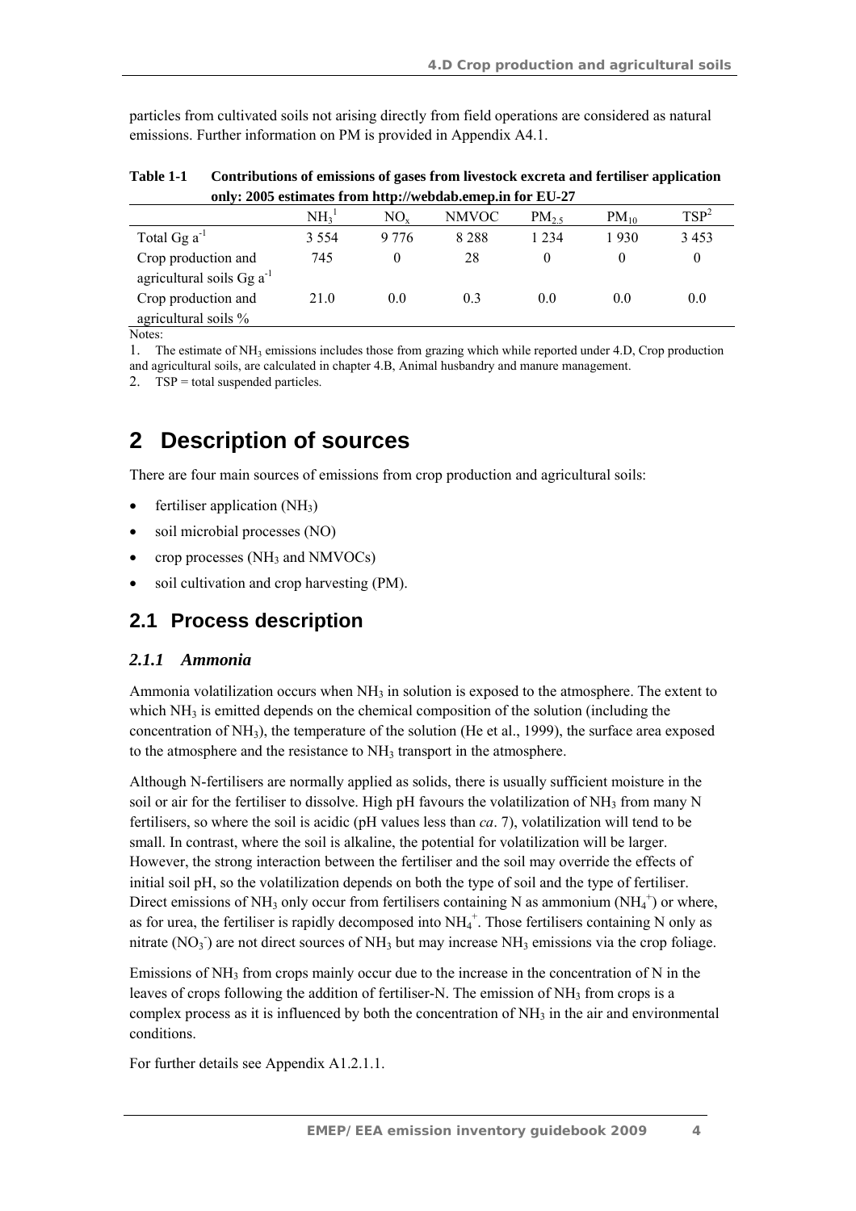particles from cultivated soils not arising directly from field operations are considered as natural emissions. Further information on PM is provided in Appendix A4.1.

**Table 1-1 Contributions of emissions of gases from livestock excreta and fertiliser application only: 2005 estimates from http://webdab.emep.in for EU-27**

| | $NH_3$[1] | $NO_x$ | NMVOC | $PM_{2.5}$ | $PM_{10}$ | TSP[2] |
|---|---|---|---|---|---|---|
| Total Gg $a^{-1}$ | 3 554 | 9 776 | 8 288 | 1 234 | 1 930 | 3 453 |
| Crop production and agricultural soils Gg $a^{-1}$ | 745 | 0 | 28 | 0 | 0 | 0 |
| Crop production and agricultural soils % | 21.0 | 0.0 | 0.3 | 0.0 | 0.0 | 0.0 |

Notes:

1. The estimate of $NH_3$ emissions includes those from grazing which while reported under 4.D, Crop production and agricultural soils, are calculated in chapter 4.B, Animal husbandry and manure management.
2. TSP = total suspended particles.

# 2 Description of sources

There are four main sources of emissions from crop production and agricultural soils:

- fertiliser application ($NH_3$)
- soil microbial processes (NO)
- crop processes ($NH_3$ and NMVOCs)
- soil cultivation and crop harvesting (PM).

## 2.1 Process description

### *2.1.1 Ammonia*

Ammonia volatilization occurs when $NH_3$ in solution is exposed to the atmosphere. The extent to which $NH_3$ is emitted depends on the chemical composition of the solution (including the concentration of $NH_3$), the temperature of the solution (He et al., 1999), the surface area exposed to the atmosphere and the resistance to $NH_3$ transport in the atmosphere.

Although N-fertilisers are normally applied as solids, there is usually sufficient moisture in the soil or air for the fertiliser to dissolve. High pH favours the volatilization of $NH_3$ from many N fertilisers, so where the soil is acidic (pH values less than *ca*. 7), volatilization will tend to be small. In contrast, where the soil is alkaline, the potential for volatilization will be larger. However, the strong interaction between the fertiliser and the soil may override the effects of initial soil pH, so the volatilization depends on both the type of soil and the type of fertiliser. Direct emissions of $NH_3$ only occur from fertilisers containing N as ammonium ($NH_4^+$) or where, as for urea, the fertiliser is rapidly decomposed into $NH_4^+$. Those fertilisers containing N only as nitrate ($NO_3^-$) are not direct sources of $NH_3$ but may increase $NH_3$ emissions via the crop foliage.

Emissions of $NH_3$ from crops mainly occur due to the increase in the concentration of N in the leaves of crops following the addition of fertiliser-N. The emission of $NH_3$ from crops is a complex process as it is influenced by both the concentration of $NH_3$ in the air and environmental conditions.

For further details see Appendix A1.2.1.1.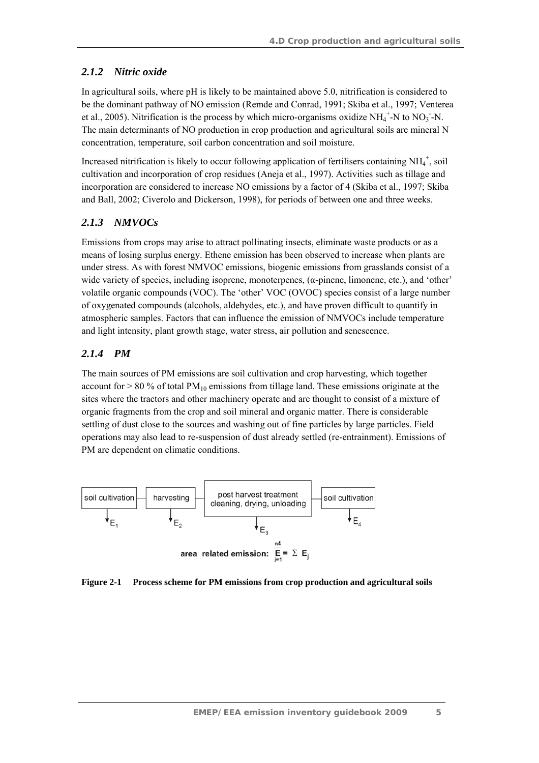### 2.1.2 *Nitric oxide*

In agricultural soils, where pH is likely to be maintained above 5.0, nitrification is considered to be the dominant pathway of NO emission (Remde and Conrad, 1991; Skiba et al., 1997; Venterea et al., 2005). Nitrification is the process by which micro-organisms oxidize $NH_4^+$-N to $NO_3^-$-N. The main determinants of NO production in crop production and agricultural soils are mineral N concentration, temperature, soil carbon concentration and soil moisture.

Increased nitrification is likely to occur following application of fertilisers containing $NH_4^+$, soil cultivation and incorporation of crop residues (Aneja et al., 1997). Activities such as tillage and incorporation are considered to increase NO emissions by a factor of 4 (Skiba et al., 1997; Skiba and Ball, 2002; Civerolo and Dickerson, 1998), for periods of between one and three weeks.

### 2.1.3 *NMVOCs*

Emissions from crops may arise to attract pollinating insects, eliminate waste products or as a means of losing surplus energy. Ethene emission has been observed to increase when plants are under stress. As with forest NMVOC emissions, biogenic emissions from grasslands consist of a wide variety of species, including isoprene, monoterpenes, (α-pinene, limonene, etc.), and 'other' volatile organic compounds (VOC). The 'other' VOC (OVOC) species consist of a large number of oxygenated compounds (alcohols, aldehydes, etc.), and have proven difficult to quantify in atmospheric samples. Factors that can influence the emission of NMVOCs include temperature and light intensity, plant growth stage, water stress, air pollution and senescence.

### 2.1.4 *PM*

The main sources of PM emissions are soil cultivation and crop harvesting, which together account for > 80 % of total $PM_{10}$ emissions from tillage land. These emissions originate at the sites where the tractors and other machinery operate and are thought to consist of a mixture of organic fragments from the crop and soil mineral and organic matter. There is considerable settling of dust close to the sources and washing out of fine particles by large particles. Field operations may also lead to re-suspension of dust already settled (re-entrainment). Emissions of PM are dependent on climatic conditions.

soil cultivation → $E_1$ | harvesting → $E_2$ | post harvest treatment cleaning, drying, unloading → $E_3$ | soil cultivation → $E_4$

area related emission: $E = \sum_{j=1}^{n4} E_j$

**Figure 2-1 Process scheme for PM emissions from crop production and agricultural soils**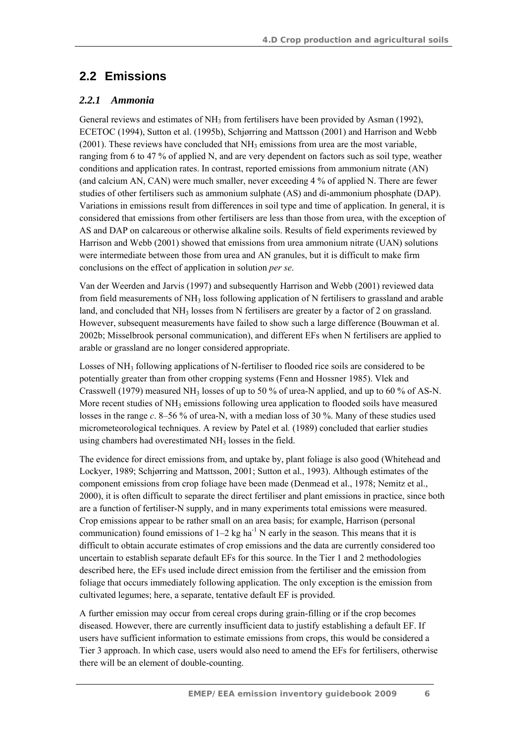## 2.2 Emissions

### *2.2.1 Ammonia*

General reviews and estimates of $NH_3$ from fertilisers have been provided by Asman (1992), ECETOC (1994), Sutton et al. (1995b), Schjørring and Mattsson (2001) and Harrison and Webb (2001). These reviews have concluded that $NH_3$ emissions from urea are the most variable, ranging from 6 to 47 % of applied N, and are very dependent on factors such as soil type, weather conditions and application rates. In contrast, reported emissions from ammonium nitrate (AN) (and calcium AN, CAN) were much smaller, never exceeding 4 % of applied N. There are fewer studies of other fertilisers such as ammonium sulphate (AS) and di-ammonium phosphate (DAP). Variations in emissions result from differences in soil type and time of application. In general, it is considered that emissions from other fertilisers are less than those from urea, with the exception of AS and DAP on calcareous or otherwise alkaline soils. Results of field experiments reviewed by Harrison and Webb (2001) showed that emissions from urea ammonium nitrate (UAN) solutions were intermediate between those from urea and AN granules, but it is difficult to make firm conclusions on the effect of application in solution *per se*.

Van der Weerden and Jarvis (1997) and subsequently Harrison and Webb (2001) reviewed data from field measurements of $NH_3$ loss following application of N fertilisers to grassland and arable land, and concluded that $NH_3$ losses from N fertilisers are greater by a factor of 2 on grassland. However, subsequent measurements have failed to show such a large difference (Bouwman et al. 2002b; Misselbrook personal communication), and different EFs when N fertilisers are applied to arable or grassland are no longer considered appropriate.

Losses of $NH_3$ following applications of N-fertiliser to flooded rice soils are considered to be potentially greater than from other cropping systems (Fenn and Hossner 1985). Vlek and Crasswell (1979) measured $NH_3$ losses of up to 50 % of urea-N applied, and up to 60 % of AS-N. More recent studies of $NH_3$ emissions following urea application to flooded soils have measured losses in the range *c*. 8–56 % of urea-N, with a median loss of 30 %. Many of these studies used micrometeorological techniques. A review by Patel et al*.* (1989) concluded that earlier studies using chambers had overestimated $NH_3$ losses in the field.

The evidence for direct emissions from, and uptake by, plant foliage is also good (Whitehead and Lockyer, 1989; Schjørring and Mattsson, 2001; Sutton et al., 1993). Although estimates of the component emissions from crop foliage have been made (Denmead et al., 1978; Nemitz et al., 2000), it is often difficult to separate the direct fertiliser and plant emissions in practice, since both are a function of fertiliser-N supply, and in many experiments total emissions were measured. Crop emissions appear to be rather small on an area basis; for example, Harrison (personal communication) found emissions of 1–2 kg $ha^{-1}$ N early in the season. This means that it is difficult to obtain accurate estimates of crop emissions and the data are currently considered too uncertain to establish separate default EFs for this source. In the Tier 1 and 2 methodologies described here, the EFs used include direct emission from the fertiliser and the emission from foliage that occurs immediately following application. The only exception is the emission from cultivated legumes; here, a separate, tentative default EF is provided.

A further emission may occur from cereal crops during grain-filling or if the crop becomes diseased. However, there are currently insufficient data to justify establishing a default EF. If users have sufficient information to estimate emissions from crops, this would be considered a Tier 3 approach. In which case, users would also need to amend the EFs for fertilisers, otherwise there will be an element of double-counting.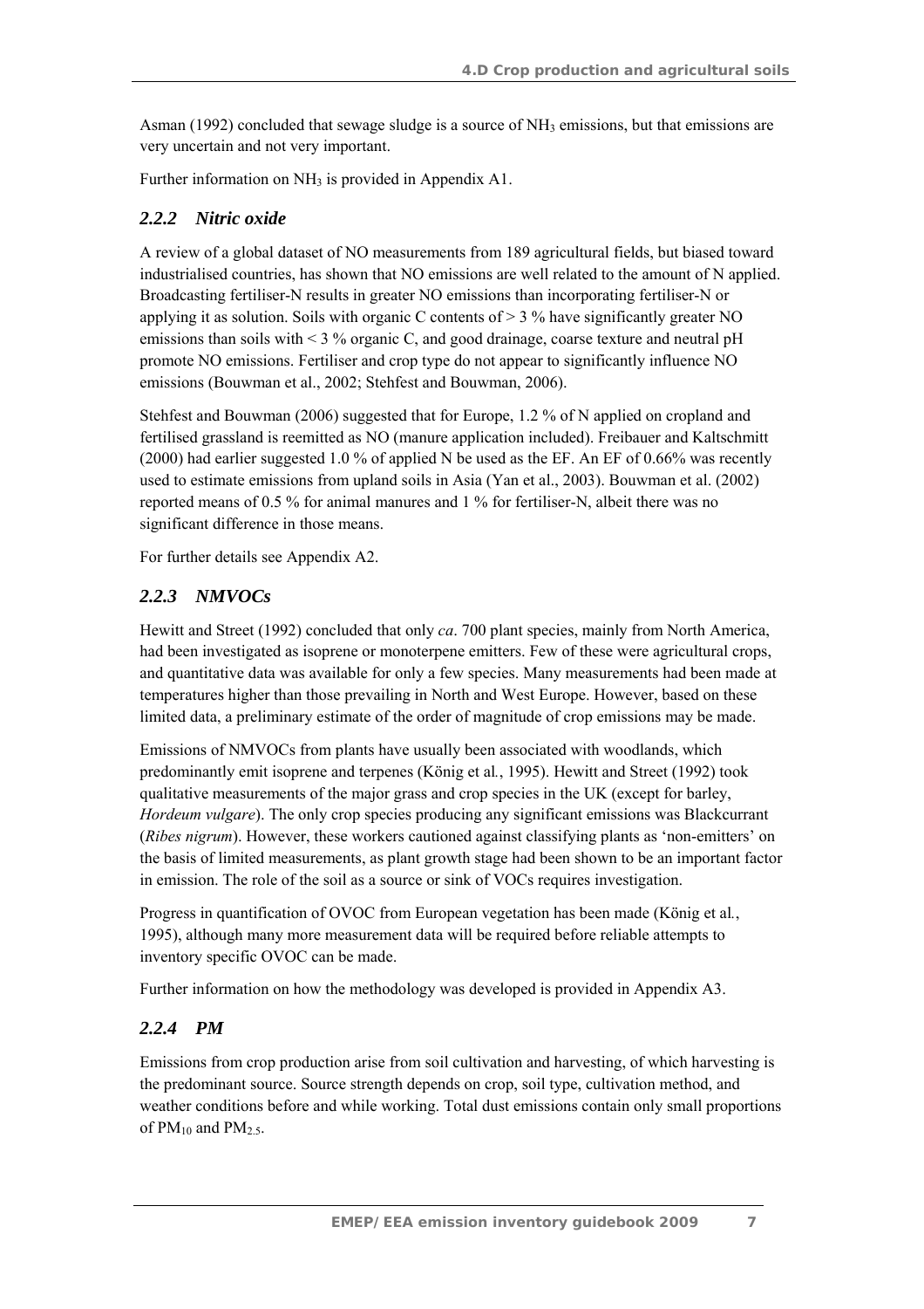Asman (1992) concluded that sewage sludge is a source of $NH_3$ emissions, but that emissions are very uncertain and not very important.

Further information on $NH_3$ is provided in Appendix A1.

### *2.2.2 Nitric oxide*

A review of a global dataset of NO measurements from 189 agricultural fields, but biased toward industrialised countries, has shown that NO emissions are well related to the amount of N applied. Broadcasting fertiliser-N results in greater NO emissions than incorporating fertiliser-N or applying it as solution. Soils with organic C contents of > 3 % have significantly greater NO emissions than soils with < 3 % organic C, and good drainage, coarse texture and neutral pH promote NO emissions. Fertiliser and crop type do not appear to significantly influence NO emissions (Bouwman et al., 2002; Stehfest and Bouwman, 2006).

Stehfest and Bouwman (2006) suggested that for Europe, 1.2 % of N applied on cropland and fertilised grassland is reemitted as NO (manure application included). Freibauer and Kaltschmitt (2000) had earlier suggested 1.0 % of applied N be used as the EF. An EF of 0.66% was recently used to estimate emissions from upland soils in Asia (Yan et al., 2003). Bouwman et al. (2002) reported means of 0.5 % for animal manures and 1 % for fertiliser-N, albeit there was no significant difference in those means.

For further details see Appendix A2.

### *2.2.3 NMVOCs*

Hewitt and Street (1992) concluded that only *ca*. 700 plant species, mainly from North America, had been investigated as isoprene or monoterpene emitters. Few of these were agricultural crops, and quantitative data was available for only a few species. Many measurements had been made at temperatures higher than those prevailing in North and West Europe. However, based on these limited data, a preliminary estimate of the order of magnitude of crop emissions may be made.

Emissions of NMVOCs from plants have usually been associated with woodlands, which predominantly emit isoprene and terpenes (König et al*.*, 1995). Hewitt and Street (1992) took qualitative measurements of the major grass and crop species in the UK (except for barley, *Hordeum vulgare*). The only crop species producing any significant emissions was Blackcurrant (*Ribes nigrum*). However, these workers cautioned against classifying plants as 'non-emitters' on the basis of limited measurements, as plant growth stage had been shown to be an important factor in emission. The role of the soil as a source or sink of VOCs requires investigation.

Progress in quantification of OVOC from European vegetation has been made (König et al*.*, 1995), although many more measurement data will be required before reliable attempts to inventory specific OVOC can be made.

Further information on how the methodology was developed is provided in Appendix A3.

### *2.2.4 PM*

Emissions from crop production arise from soil cultivation and harvesting, of which harvesting is the predominant source. Source strength depends on crop, soil type, cultivation method, and weather conditions before and while working. Total dust emissions contain only small proportions of $PM_{10}$ and $PM_{2.5}$.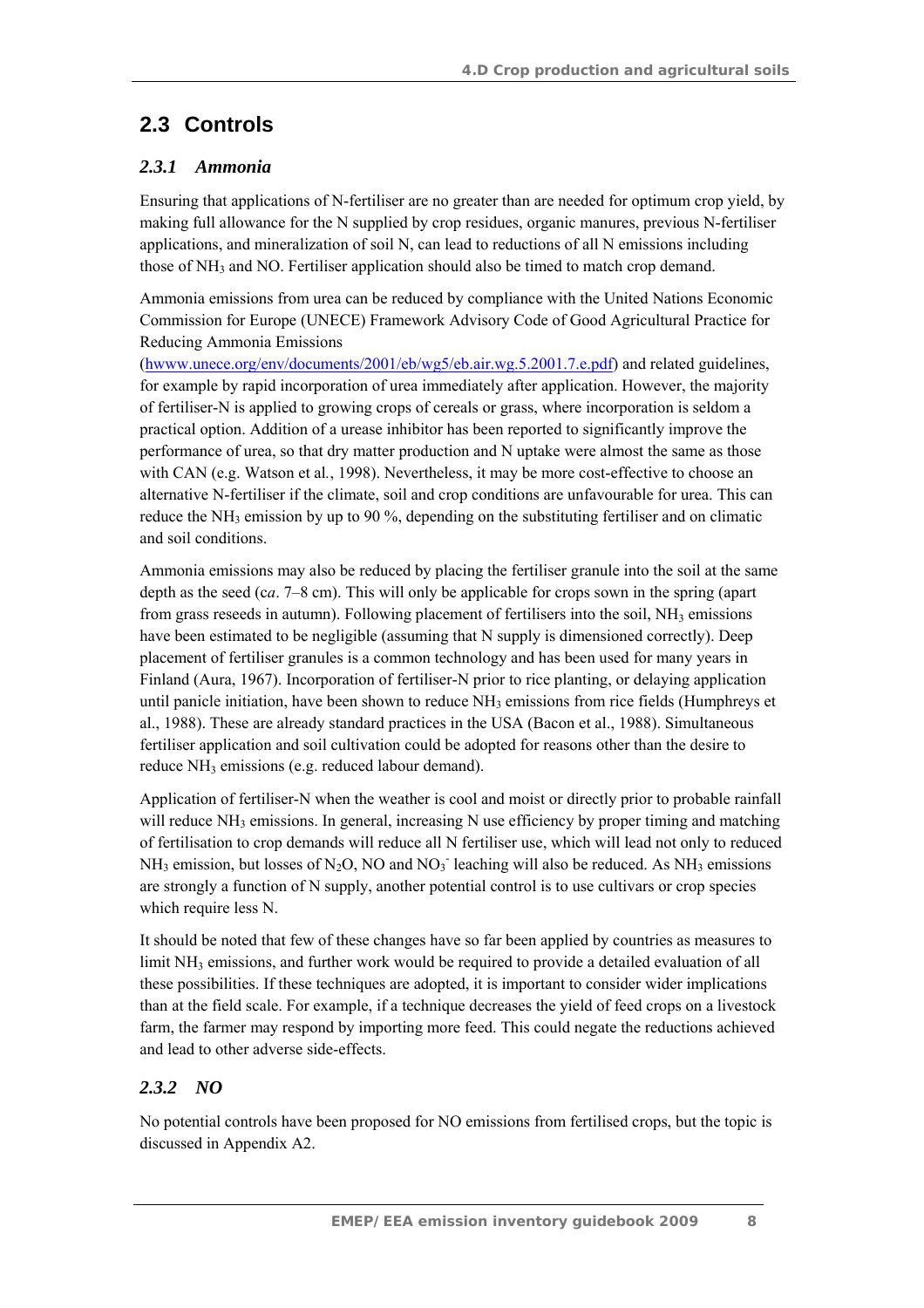## 2.3 Controls

### *2.3.1 Ammonia*

Ensuring that applications of N-fertiliser are no greater than are needed for optimum crop yield, by making full allowance for the N supplied by crop residues, organic manures, previous N-fertiliser applications, and mineralization of soil N, can lead to reductions of all N emissions including those of $NH_3$ and NO. Fertiliser application should also be timed to match crop demand.

Ammonia emissions from urea can be reduced by compliance with the United Nations Economic Commission for Europe (UNECE) Framework Advisory Code of Good Agricultural Practice for Reducing Ammonia Emissions (hwww.unece.org/env/documents/2001/eb/wg5/eb.air.wg.5.2001.7.e.pdf) and related guidelines, for example by rapid incorporation of urea immediately after application. However, the majority of fertiliser-N is applied to growing crops of cereals or grass, where incorporation is seldom a practical option. Addition of a urease inhibitor has been reported to significantly improve the performance of urea, so that dry matter production and N uptake were almost the same as those with CAN (e.g. Watson et al*.*, 1998). Nevertheless, it may be more cost-effective to choose an alternative N-fertiliser if the climate, soil and crop conditions are unfavourable for urea. This can reduce the $NH_3$ emission by up to 90 %, depending on the substituting fertiliser and on climatic and soil conditions.

Ammonia emissions may also be reduced by placing the fertiliser granule into the soil at the same depth as the seed (c*a*. 7–8 cm). This will only be applicable for crops sown in the spring (apart from grass reseeds in autumn). Following placement of fertilisers into the soil, $NH_3$ emissions have been estimated to be negligible (assuming that N supply is dimensioned correctly). Deep placement of fertiliser granules is a common technology and has been used for many years in Finland (Aura, 1967). Incorporation of fertiliser-N prior to rice planting, or delaying application until panicle initiation, have been shown to reduce $NH_3$ emissions from rice fields (Humphreys et al., 1988). These are already standard practices in the USA (Bacon et al., 1988). Simultaneous fertiliser application and soil cultivation could be adopted for reasons other than the desire to reduce $NH_3$ emissions (e.g. reduced labour demand).

Application of fertiliser-N when the weather is cool and moist or directly prior to probable rainfall will reduce $NH_3$ emissions. In general, increasing N use efficiency by proper timing and matching of fertilisation to crop demands will reduce all N fertiliser use, which will lead not only to reduced $NH_3$ emission, but losses of $N_2O$, NO and $NO_3^-$ leaching will also be reduced. As $NH_3$ emissions are strongly a function of N supply, another potential control is to use cultivars or crop species which require less N.

It should be noted that few of these changes have so far been applied by countries as measures to limit $NH_3$ emissions, and further work would be required to provide a detailed evaluation of all these possibilities. If these techniques are adopted, it is important to consider wider implications than at the field scale. For example, if a technique decreases the yield of feed crops on a livestock farm, the farmer may respond by importing more feed. This could negate the reductions achieved and lead to other adverse side-effects.

### *2.3.2 NO*

No potential controls have been proposed for NO emissions from fertilised crops, but the topic is discussed in Appendix A2.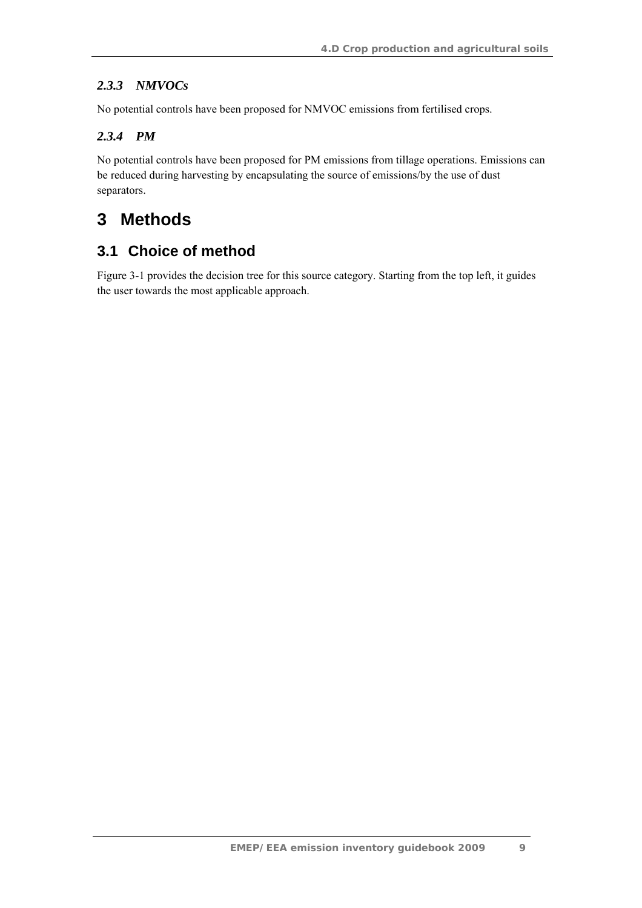### *2.3.3 NMVOCs*

No potential controls have been proposed for NMVOC emissions from fertilised crops.

### *2.3.4 PM*

No potential controls have been proposed for PM emissions from tillage operations. Emissions can be reduced during harvesting by encapsulating the source of emissions/by the use of dust separators.

# 3 Methods

## 3.1 Choice of method

Figure 3-1 provides the decision tree for this source category. Starting from the top left, it guides the user towards the most applicable approach.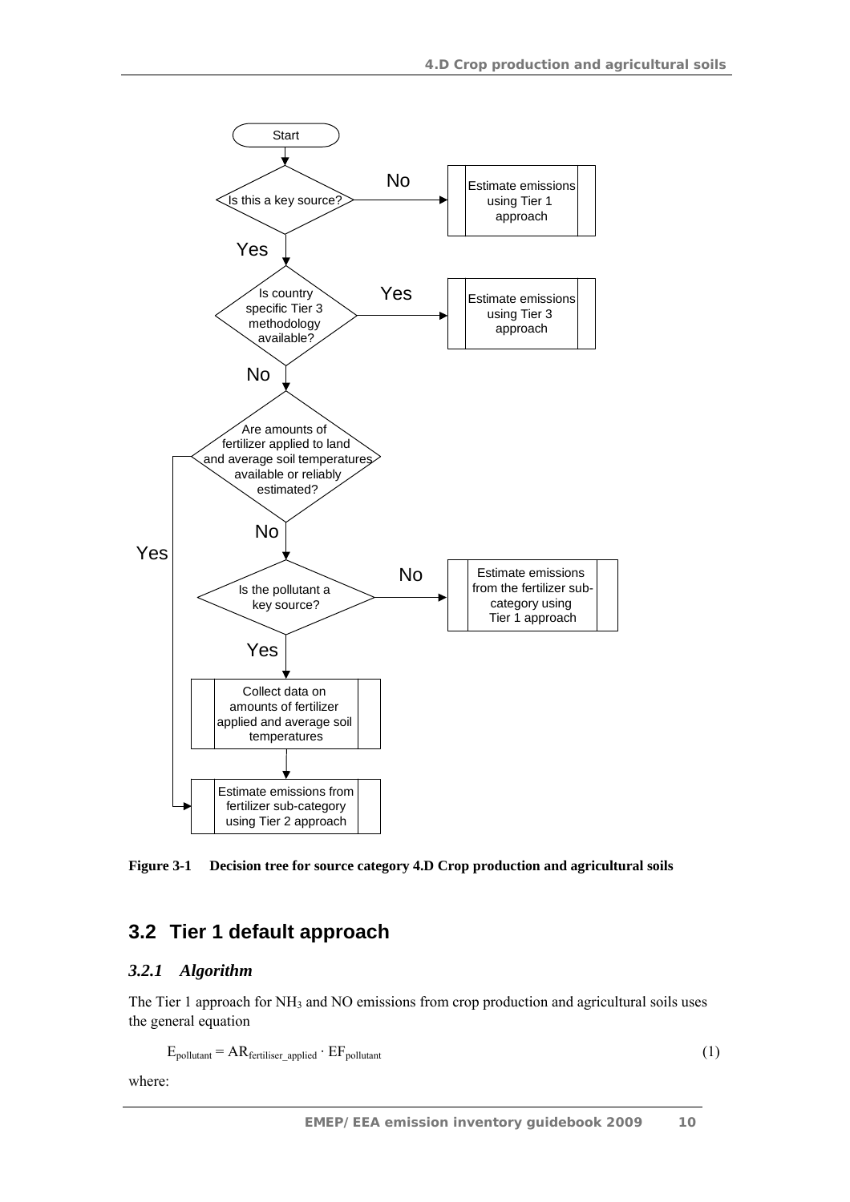Start

Is this a key source? — No → Estimate emissions using Tier 1 approach

Yes

Is country specific Tier 3 methodology available? — Yes → Estimate emissions using Tier 3 approach

No

Are amounts of fertilizer applied to land and average soil temperatures available or reliably estimated? — Yes → Estimate emissions from fertilizer sub-category using Tier 2 approach

No

Is the pollutant a key source? — No → Estimate emissions from the fertilizer sub-category using Tier 1 approach

Yes

Collect data on amounts of fertilizer applied and average soil temperatures

Estimate emissions from fertilizer sub-category using Tier 2 approach

**Figure 3-1 Decision tree for source category 4.D Crop production and agricultural soils**

## 3.2 Tier 1 default approach

### *3.2.1 Algorithm*

The Tier 1 approach for $NH_3$ and NO emissions from crop production and agricultural soils uses the general equation

$$E_{pollutant} = AR_{fertiliser\_applied} \cdot EF_{pollutant} \tag{1}$$

where: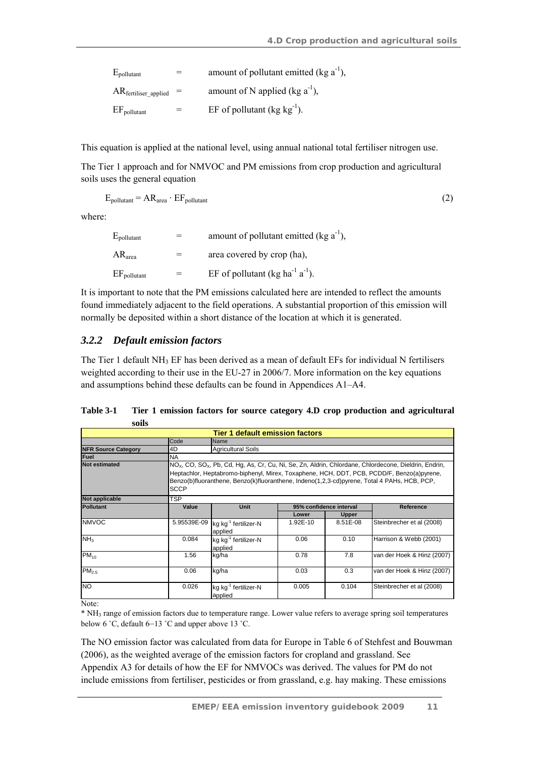$E_{pollutant}$ = amount of pollutant emitted (kg $a^{-1}$),

$AR_{fertiliser\_applied}$ = amount of N applied (kg $a^{-1}$),

$EF_{pollutant}$ = EF of pollutant (kg $kg^{-1}$).

This equation is applied at the national level, using annual national total fertiliser nitrogen use.

The Tier 1 approach and for NMVOC and PM emissions from crop production and agricultural soils uses the general equation

$$E_{pollutant} = AR_{area} \cdot EF_{pollutant} \quad (2)$$

where:

$E_{pollutant}$ = amount of pollutant emitted (kg $a^{-1}$),

$AR_{area}$ = area covered by crop (ha),

$EF_{pollutant}$ = EF of pollutant (kg $ha^{-1}$ $a^{-1}$).

It is important to note that the PM emissions calculated here are intended to reflect the amounts found immediately adjacent to the field operations. A substantial proportion of this emission will normally be deposited within a short distance of the location at which it is generated.

### *3.2.2 Default emission factors*

The Tier 1 default $NH_3$ EF has been derived as a mean of default EFs for individual N fertilisers weighted according to their use in the EU-27 in 2006/7. More information on the key equations and assumptions behind these defaults can be found in Appendices A1–A4.

**Table 3-1 Tier 1 emission factors for source category 4.D crop production and agricultural soils**

| Tier 1 default emission factors | | | | | |
|---|---|---|---|---|---|
| | Code | Name | | | |
| **NFR Source Category** | 4D | Agricultural Soils | | | |
| **Fuel** | NA | | | | |
| **Not estimated** | $NO_x$, CO, $SO_x$, Pb, Cd, Hg, As, Cr, Cu, Ni, Se, Zn, Aldrin, Chlordane, Chlordecone, Dieldrin, Endrin, Heptachlor, Heptabromo-biphenyl, Mirex, Toxaphene, HCH, DDT, PCB, PCDD/F, Benzo(a)pyrene, Benzo(b)fluoranthene, Benzo(k)fluoranthene, Indeno(1,2,3-cd)pyrene, Total 4 PAHs, HCB, PCP, SCCP | | | | |
| **Not applicable** | TSP | | | | |
| **Pollutant** | **Value** | **Unit** | **95% confidence interval** | | **Reference** |
| | | | **Lower** | **Upper** | |
| NMVOC | 5.95539E-09 | kg $kg^{-1}$ fertilizer-N applied | 1.92E-10 | 8.51E-08 | Steinbrecher et al (2008) |
| $NH_3$ | 0.084 | kg $kg^{-1}$ fertilizer-N applied | 0.06 | 0.10 | Harrison & Webb (2001) |
| $PM_{10}$ | 1.56 | kg/ha | 0.78 | 7.8 | van der Hoek & Hinz (2007) |
| $PM_{2.5}$ | 0.06 | kg/ha | 0.03 | 0.3 | van der Hoek & Hinz (2007) |
| NO | 0.026 | kg $kg^{-1}$ fertilizer-N applied | 0.005 | 0.104 | Steinbrecher et al (2008) |

Note:

* $NH_3$ range of emission factors due to temperature range. Lower value refers to average spring soil temperatures below 6 ˚C, default 6–13 ˚C and upper above 13 ˚C.

The NO emission factor was calculated from data for Europe in Table 6 of Stehfest and Bouwman (2006), as the weighted average of the emission factors for cropland and grassland. See Appendix A3 for details of how the EF for NMVOCs was derived. The values for PM do not include emissions from fertiliser, pesticides or from grassland, e.g. hay making. These emissions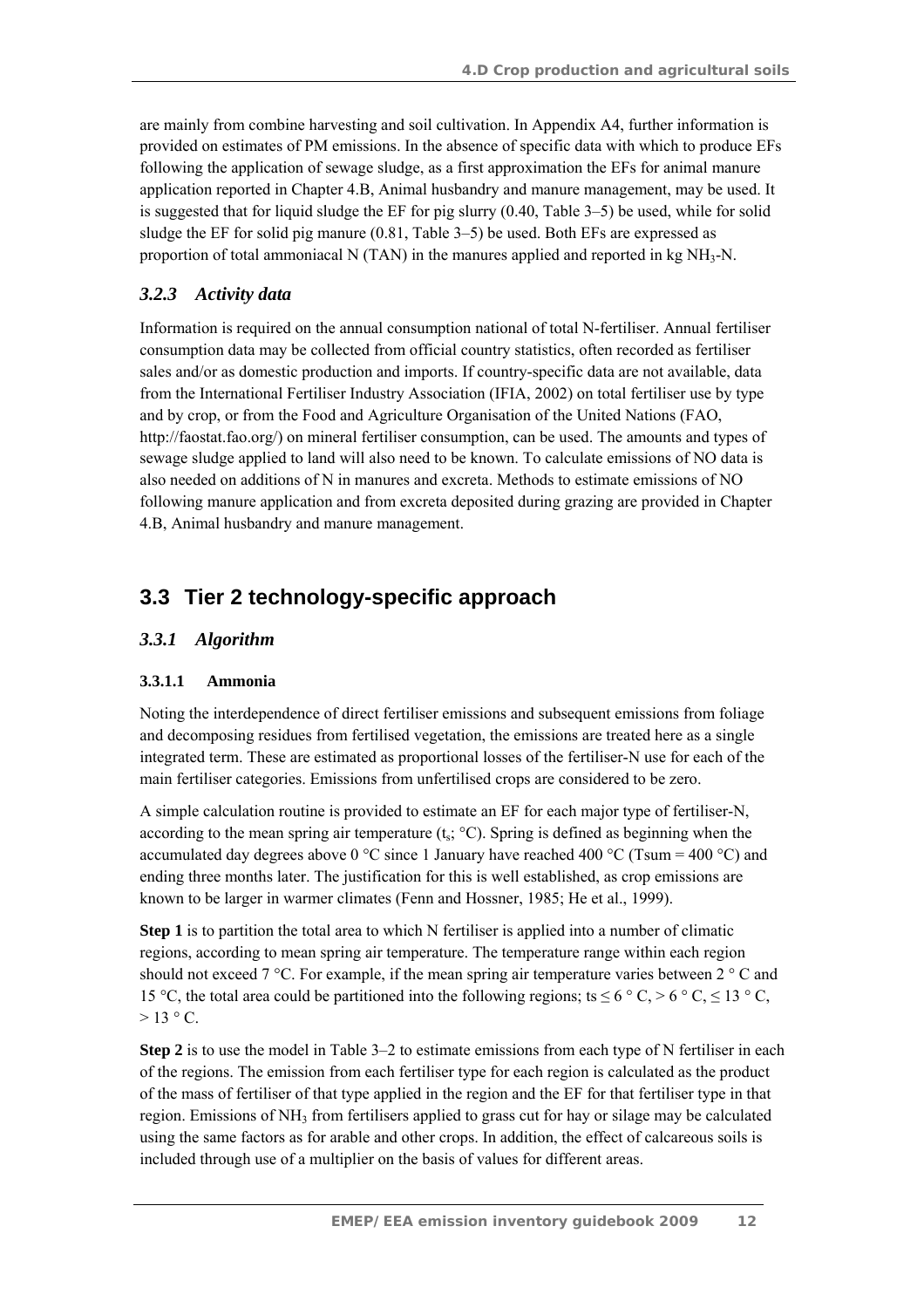are mainly from combine harvesting and soil cultivation. In Appendix A4, further information is provided on estimates of PM emissions. In the absence of specific data with which to produce EFs following the application of sewage sludge, as a first approximation the EFs for animal manure application reported in Chapter 4.B, Animal husbandry and manure management, may be used. It is suggested that for liquid sludge the EF for pig slurry (0.40, Table 3–5) be used, while for solid sludge the EF for solid pig manure (0.81, Table 3–5) be used. Both EFs are expressed as proportion of total ammoniacal N (TAN) in the manures applied and reported in kg $NH_3$-N.

### *3.2.3 Activity data*

Information is required on the annual consumption national of total N-fertiliser. Annual fertiliser consumption data may be collected from official country statistics, often recorded as fertiliser sales and/or as domestic production and imports. If country-specific data are not available, data from the International Fertiliser Industry Association (IFIA, 2002) on total fertiliser use by type and by crop, or from the Food and Agriculture Organisation of the United Nations (FAO, http://faostat.fao.org/) on mineral fertiliser consumption, can be used. The amounts and types of sewage sludge applied to land will also need to be known. To calculate emissions of NO data is also needed on additions of N in manures and excreta. Methods to estimate emissions of NO following manure application and from excreta deposited during grazing are provided in Chapter 4.B, Animal husbandry and manure management.

## 3.3 Tier 2 technology-specific approach

### *3.3.1 Algorithm*

#### 3.3.1.1 Ammonia

Noting the interdependence of direct fertiliser emissions and subsequent emissions from foliage and decomposing residues from fertilised vegetation, the emissions are treated here as a single integrated term. These are estimated as proportional losses of the fertiliser-N use for each of the main fertiliser categories. Emissions from unfertilised crops are considered to be zero.

A simple calculation routine is provided to estimate an EF for each major type of fertiliser-N, according to the mean spring air temperature ($t_s$; °C). Spring is defined as beginning when the accumulated day degrees above 0 °C since 1 January have reached 400 °C (Tsum = 400 °C) and ending three months later. The justification for this is well established, as crop emissions are known to be larger in warmer climates (Fenn and Hossner, 1985; He et al., 1999).

**Step 1** is to partition the total area to which N fertiliser is applied into a number of climatic regions, according to mean spring air temperature. The temperature range within each region should not exceed 7 °C. For example, if the mean spring air temperature varies between 2 ° C and 15 °C, the total area could be partitioned into the following regions; ts ≤ 6 ° C, > 6 ° C, ≤ 13 ° C, > 13 ° C.

**Step 2** is to use the model in Table 3–2 to estimate emissions from each type of N fertiliser in each of the regions. The emission from each fertiliser type for each region is calculated as the product of the mass of fertiliser of that type applied in the region and the EF for that fertiliser type in that region. Emissions of $NH_3$ from fertilisers applied to grass cut for hay or silage may be calculated using the same factors as for arable and other crops. In addition, the effect of calcareous soils is included through use of a multiplier on the basis of values for different areas.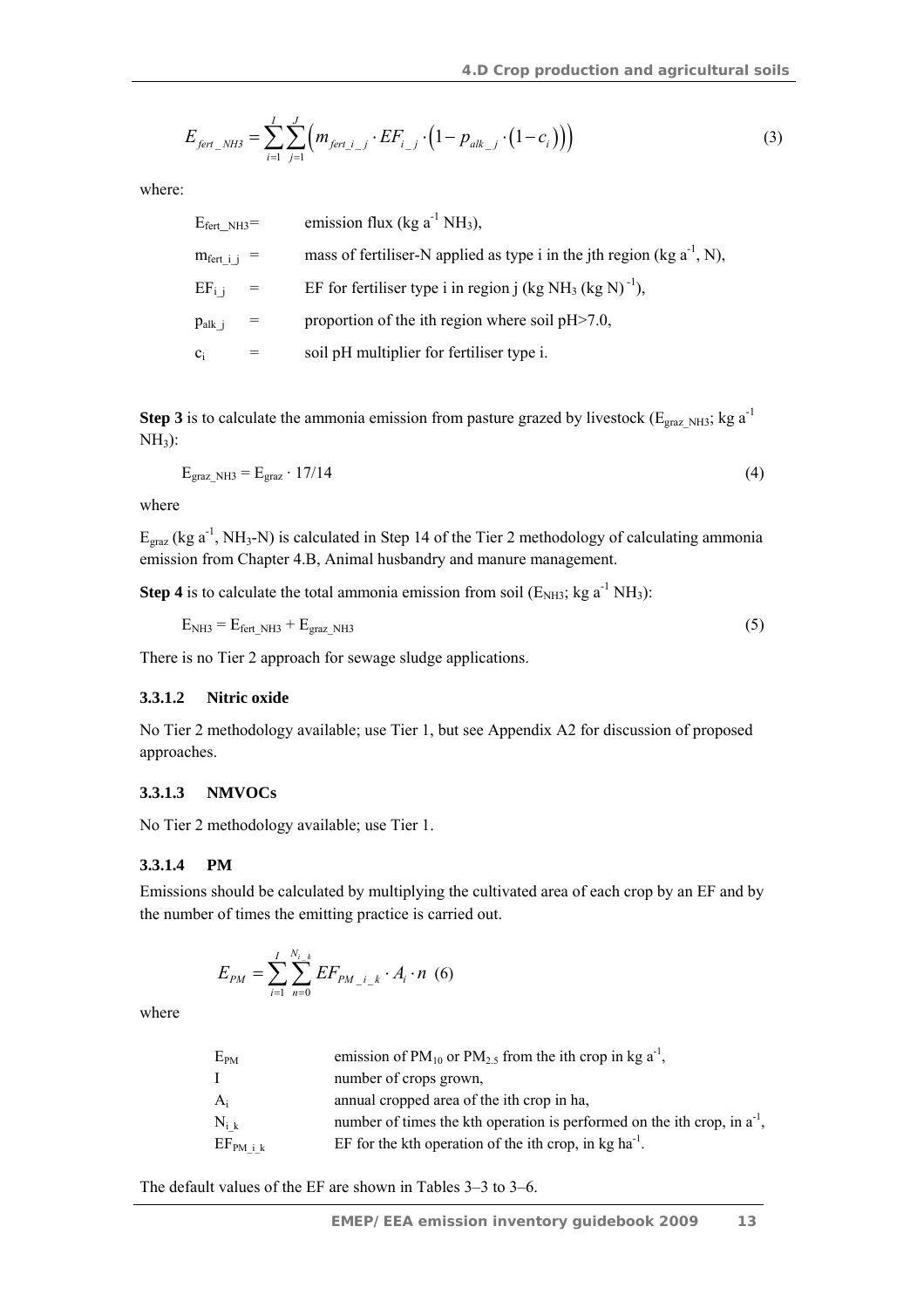$$E_{fert\_NH3} = \sum_{i=1}^{I} \sum_{j=1}^{J} \left( m_{fert\_i\_j} \cdot EF_{i\_j} \cdot \left(1 - p_{alk\_j} \cdot \left(1 - c_i\right)\right)\right) \quad (3)$$

where:

| | | |
|---|---|---|
| $E_{fert\_NH3}$ | = | emission flux (kg $a^{-1}$ $NH_3$), |
| $m_{fert\_i\_j}$ | = | mass of fertiliser-N applied as type i in the jth region (kg $a^{-1}$, N), |
| $EF_{i\_j}$ | = | EF for fertiliser type i in region j (kg $NH_3$ (kg N)$^{-1}$), |
| $p_{alk\_j}$ | = | proportion of the ith region where soil pH>7.0, |
| $c_i$ | = | soil pH multiplier for fertiliser type i. |

**Step 3** is to calculate the ammonia emission from pasture grazed by livestock ($E_{graz\_NH3}$; kg $a^{-1}$ $NH_3$):

$$E_{graz\_NH3} = E_{graz} \cdot 17/14 \quad (4)$$

where

$E_{graz}$ (kg $a^{-1}$, $NH_3$-N) is calculated in Step 14 of the Tier 2 methodology of calculating ammonia emission from Chapter 4.B, Animal husbandry and manure management.

**Step 4** is to calculate the total ammonia emission from soil ($E_{NH3}$; kg $a^{-1}$ $NH_3$):

$$E_{NH3} = E_{fert\_NH3} + E_{graz\_NH3} \quad (5)$$

There is no Tier 2 approach for sewage sludge applications.

### 3.3.1.2 Nitric oxide

No Tier 2 methodology available; use Tier 1, but see Appendix A2 for discussion of proposed approaches.

### 3.3.1.3 NMVOCs

No Tier 2 methodology available; use Tier 1.

### 3.3.1.4 PM

Emissions should be calculated by multiplying the cultivated area of each crop by an EF and by the number of times the emitting practice is carried out.

$$E_{PM} = \sum_{i=1}^{I} \sum_{n=0}^{N_{i\_k}} EF_{PM\_i\_k} \cdot A_i \cdot n \quad (6)$$

where

| | |
|---|---|
| $E_{PM}$ | emission of $PM_{10}$ or $PM_{2.5}$ from the ith crop in kg $a^{-1}$, |
| I | number of crops grown, |
| $A_i$ | annual cropped area of the ith crop in ha, |
| $N_{i\_k}$ | number of times the kth operation is performed on the ith crop, in $a^{-1}$, |
| $EF_{PM\_i\_k}$ | EF for the kth operation of the ith crop, in kg $ha^{-1}$. |

The default values of the EF are shown in Tables 3–3 to 3–6.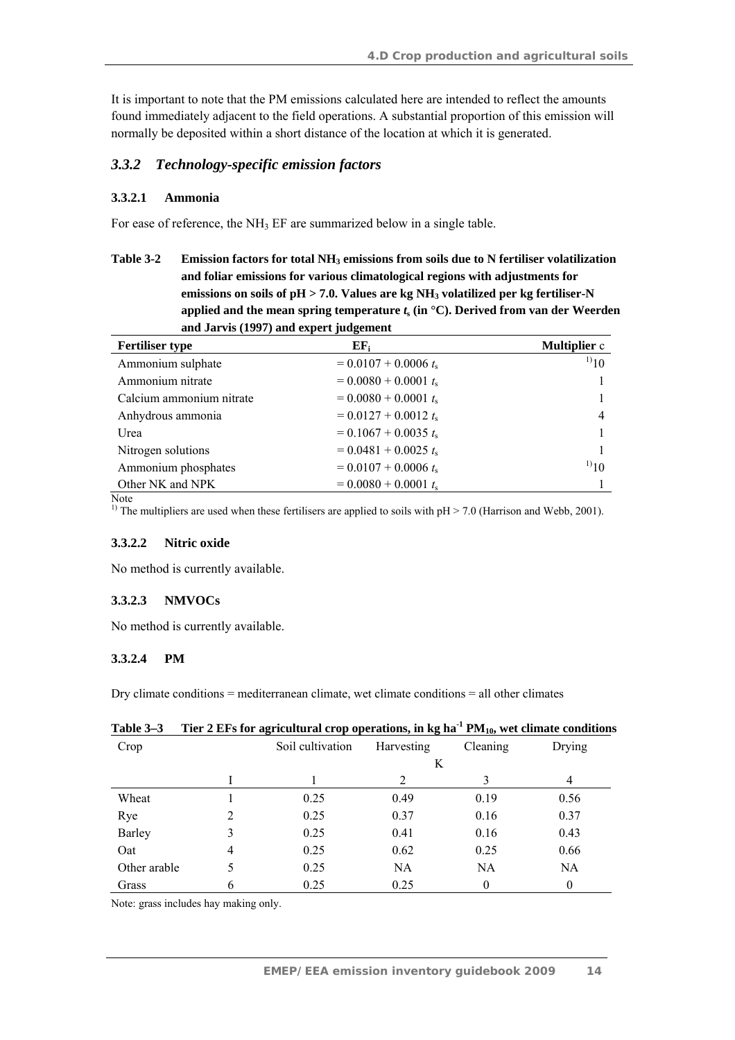It is important to note that the PM emissions calculated here are intended to reflect the amounts found immediately adjacent to the field operations. A substantial proportion of this emission will normally be deposited within a short distance of the location at which it is generated.

## *3.3.2 Technology-specific emission factors*

### 3.3.2.1 Ammonia

For ease of reference, the $NH_3$ EF are summarized below in a single table.

**Table 3-2 Emission factors for total $NH_3$ emissions from soils due to N fertiliser volatilization and foliar emissions for various climatological regions with adjustments for emissions on soils of pH > 7.0. Values are kg $NH_3$ volatilized per kg fertiliser-N applied and the mean spring temperature $t_s$ (in °C). Derived from van der Weerden and Jarvis (1997) and expert judgement**

| Fertiliser type | $EF_i$ | Multiplier c |
|---|---|---|
| Ammonium sulphate | $= 0.0107 + 0.0006\ t_s$ | [1)] 10 |
| Ammonium nitrate | $= 0.0080 + 0.0001\ t_s$ | 1 |
| Calcium ammonium nitrate | $= 0.0080 + 0.0001\ t_s$ | 1 |
| Anhydrous ammonia | $= 0.0127 + 0.0012\ t_s$ | 4 |
| Urea | $= 0.1067 + 0.0035\ t_s$ | 1 |
| Nitrogen solutions | $= 0.0481 + 0.0025\ t_s$ | 1 |
| Ammonium phosphates | $= 0.0107 + 0.0006\ t_s$ | [1)] 10 |
| Other NK and NPK | $= 0.0080 + 0.0001\ t_s$ | 1 |

Note

[1)] The multipliers are used when these fertilisers are applied to soils with pH > 7.0 (Harrison and Webb, 2001).

### 3.3.2.2 Nitric oxide

No method is currently available.

### 3.3.2.3 NMVOCs

No method is currently available.

### 3.3.2.4 PM

Dry climate conditions = mediterranean climate, wet climate conditions = all other climates

**Table 3–3 Tier 2 EFs for agricultural crop operations, in kg $ha^{-1}$ $PM_{10}$, wet climate conditions**

| Crop | | Soil cultivation | Harvesting | Cleaning | Drying |
|---|---|---|---|---|---|
| | | | K | | |
| | I | 1 | 2 | 3 | 4 |
| Wheat | 1 | 0.25 | 0.49 | 0.19 | 0.56 |
| Rye | 2 | 0.25 | 0.37 | 0.16 | 0.37 |
| Barley | 3 | 0.25 | 0.41 | 0.16 | 0.43 |
| Oat | 4 | 0.25 | 0.62 | 0.25 | 0.66 |
| Other arable | 5 | 0.25 | NA | NA | NA |
| Grass | 6 | 0.25 | 0.25 | 0 | 0 |

Note: grass includes hay making only.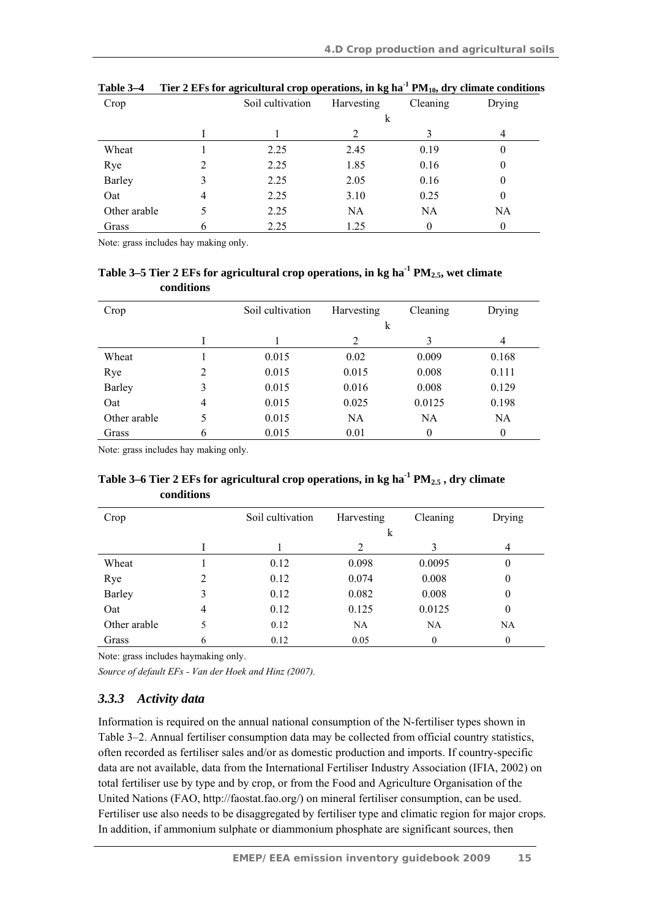**Table 3–4 Tier 2 EFs for agricultural crop operations, in kg ha$^{-1}$ $PM_{10}$, dry climate conditions**

| Crop | | Soil cultivation | Harvesting | Cleaning | Drying |
|---|---|---|---|---|---|
| | | | k | | |
| | I | 1 | 2 | 3 | 4 |
| Wheat | 1 | 2.25 | 2.45 | 0.19 | 0 |
| Rye | 2 | 2.25 | 1.85 | 0.16 | 0 |
| Barley | 3 | 2.25 | 2.05 | 0.16 | 0 |
| Oat | 4 | 2.25 | 3.10 | 0.25 | 0 |
| Other arable | 5 | 2.25 | NA | NA | NA |
| Grass | 6 | 2.25 | 1.25 | 0 | 0 |

Note: grass includes hay making only.

**Table 3–5 Tier 2 EFs for agricultural crop operations, in kg ha$^{-1}$ $PM_{2.5}$, wet climate conditions**

| Crop | | Soil cultivation | Harvesting | Cleaning | Drying |
|---|---|---|---|---|---|
| | | | k | | |
| | I | 1 | 2 | 3 | 4 |
| Wheat | 1 | 0.015 | 0.02 | 0.009 | 0.168 |
| Rye | 2 | 0.015 | 0.015 | 0.008 | 0.111 |
| Barley | 3 | 0.015 | 0.016 | 0.008 | 0.129 |
| Oat | 4 | 0.015 | 0.025 | 0.0125 | 0.198 |
| Other arable | 5 | 0.015 | NA | NA | NA |
| Grass | 6 | 0.015 | 0.01 | 0 | 0 |

Note: grass includes hay making only.

**Table 3–6 Tier 2 EFs for agricultural crop operations, in kg ha$^{-1}$ $PM_{2.5}$, dry climate conditions**

| Crop | | Soil cultivation | Harvesting | Cleaning | Drying |
|---|---|---|---|---|---|
| | | | k | | |
| | I | 1 | 2 | 3 | 4 |
| Wheat | 1 | 0.12 | 0.098 | 0.0095 | 0 |
| Rye | 2 | 0.12 | 0.074 | 0.008 | 0 |
| Barley | 3 | 0.12 | 0.082 | 0.008 | 0 |
| Oat | 4 | 0.12 | 0.125 | 0.0125 | 0 |
| Other arable | 5 | 0.12 | NA | NA | NA |
| Grass | 6 | 0.12 | 0.05 | 0 | 0 |

Note: grass includes haymaking only.

*Source of default EFs - Van der Hoek and Hinz (2007).*

### *3.3.3 Activity data*

Information is required on the annual national consumption of the N-fertiliser types shown in Table 3–2. Annual fertiliser consumption data may be collected from official country statistics, often recorded as fertiliser sales and/or as domestic production and imports. If country-specific data are not available, data from the International Fertiliser Industry Association (IFIA, 2002) on total fertiliser use by type and by crop, or from the Food and Agriculture Organisation of the United Nations (FAO, http://faostat.fao.org/) on mineral fertiliser consumption, can be used. Fertiliser use also needs to be disaggregated by fertiliser type and climatic region for major crops. In addition, if ammonium sulphate or diammonium phosphate are significant sources, then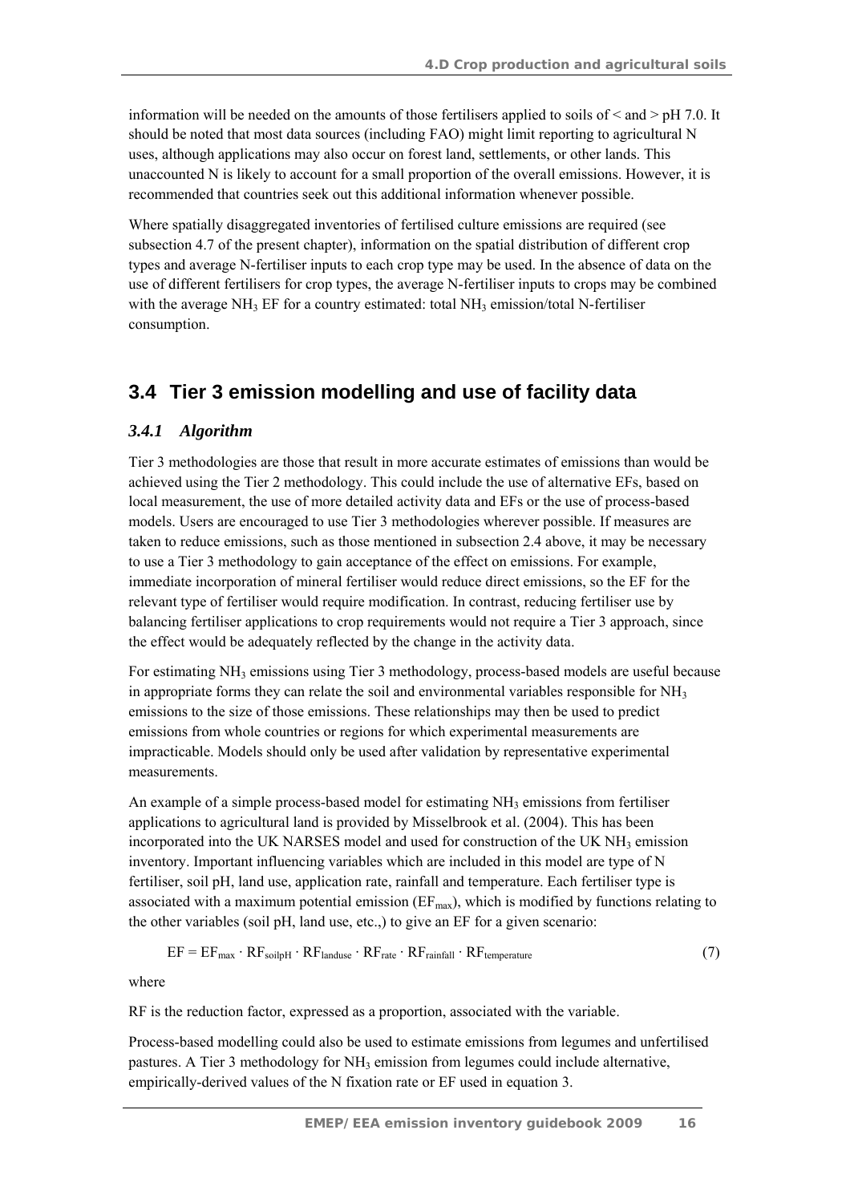information will be needed on the amounts of those fertilisers applied to soils of < and > pH 7.0. It should be noted that most data sources (including FAO) might limit reporting to agricultural N uses, although applications may also occur on forest land, settlements, or other lands. This unaccounted N is likely to account for a small proportion of the overall emissions. However, it is recommended that countries seek out this additional information whenever possible.

Where spatially disaggregated inventories of fertilised culture emissions are required (see subsection 4.7 of the present chapter), information on the spatial distribution of different crop types and average N-fertiliser inputs to each crop type may be used. In the absence of data on the use of different fertilisers for crop types, the average N-fertiliser inputs to crops may be combined with the average $NH_3$ EF for a country estimated: total $NH_3$ emission/total N-fertiliser consumption.

## 3.4 Tier 3 emission modelling and use of facility data

### *3.4.1 Algorithm*

Tier 3 methodologies are those that result in more accurate estimates of emissions than would be achieved using the Tier 2 methodology. This could include the use of alternative EFs, based on local measurement, the use of more detailed activity data and EFs or the use of process-based models. Users are encouraged to use Tier 3 methodologies wherever possible. If measures are taken to reduce emissions, such as those mentioned in subsection 2.4 above, it may be necessary to use a Tier 3 methodology to gain acceptance of the effect on emissions. For example, immediate incorporation of mineral fertiliser would reduce direct emissions, so the EF for the relevant type of fertiliser would require modification. In contrast, reducing fertiliser use by balancing fertiliser applications to crop requirements would not require a Tier 3 approach, since the effect would be adequately reflected by the change in the activity data.

For estimating $NH_3$ emissions using Tier 3 methodology, process-based models are useful because in appropriate forms they can relate the soil and environmental variables responsible for $NH_3$ emissions to the size of those emissions. These relationships may then be used to predict emissions from whole countries or regions for which experimental measurements are impracticable. Models should only be used after validation by representative experimental measurements.

An example of a simple process-based model for estimating $NH_3$ emissions from fertiliser applications to agricultural land is provided by Misselbrook et al. (2004). This has been incorporated into the UK NARSES model and used for construction of the UK $NH_3$ emission inventory. Important influencing variables which are included in this model are type of N fertiliser, soil pH, land use, application rate, rainfall and temperature. Each fertiliser type is associated with a maximum potential emission ($EF_{max}$), which is modified by functions relating to the other variables (soil pH, land use, etc.,) to give an EF for a given scenario:

$$EF = EF_{max} \cdot RF_{soilpH} \cdot RF_{landuse} \cdot RF_{rate} \cdot RF_{rainfall} \cdot RF_{temperature} \qquad (7)$$

where

RF is the reduction factor, expressed as a proportion, associated with the variable.

Process-based modelling could also be used to estimate emissions from legumes and unfertilised pastures. A Tier 3 methodology for $NH_3$ emission from legumes could include alternative, empirically-derived values of the N fixation rate or EF used in equation 3.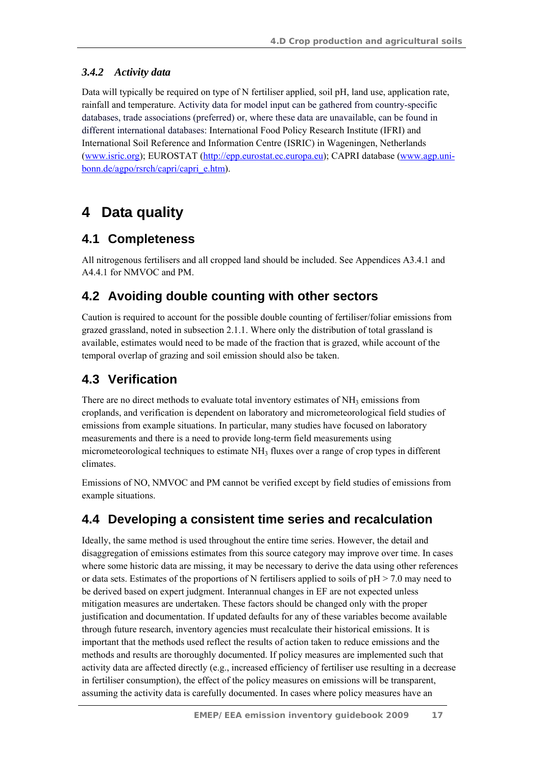### *3.4.2 Activity data*

Data will typically be required on type of N fertiliser applied, soil pH, land use, application rate, rainfall and temperature. Activity data for model input can be gathered from country-specific databases, trade associations (preferred) or, where these data are unavailable, can be found in different international databases: International Food Policy Research Institute (IFRI) and International Soil Reference and Information Centre (ISRIC) in Wageningen, Netherlands (www.isric.org); EUROSTAT (http://epp.eurostat.ec.europa.eu); CAPRI database (www.agp.uni-bonn.de/agpo/rsrch/capri/capri_e.htm).

# 4 Data quality

## 4.1 Completeness

All nitrogenous fertilisers and all cropped land should be included. See Appendices A3.4.1 and A4.4.1 for NMVOC and PM.

## 4.2 Avoiding double counting with other sectors

Caution is required to account for the possible double counting of fertiliser/foliar emissions from grazed grassland, noted in subsection 2.1.1. Where only the distribution of total grassland is available, estimates would need to be made of the fraction that is grazed, while account of the temporal overlap of grazing and soil emission should also be taken.

## 4.3 Verification

There are no direct methods to evaluate total inventory estimates of $NH_3$ emissions from croplands, and verification is dependent on laboratory and micrometeorological field studies of emissions from example situations. In particular, many studies have focused on laboratory measurements and there is a need to provide long-term field measurements using micrometeorological techniques to estimate $NH_3$ fluxes over a range of crop types in different climates.

Emissions of NO, NMVOC and PM cannot be verified except by field studies of emissions from example situations.

## 4.4 Developing a consistent time series and recalculation

Ideally, the same method is used throughout the entire time series. However, the detail and disaggregation of emissions estimates from this source category may improve over time. In cases where some historic data are missing, it may be necessary to derive the data using other references or data sets. Estimates of the proportions of N fertilisers applied to soils of pH > 7.0 may need to be derived based on expert judgment. Interannual changes in EF are not expected unless mitigation measures are undertaken. These factors should be changed only with the proper justification and documentation. If updated defaults for any of these variables become available through future research, inventory agencies must recalculate their historical emissions. It is important that the methods used reflect the results of action taken to reduce emissions and the methods and results are thoroughly documented. If policy measures are implemented such that activity data are affected directly (e.g., increased efficiency of fertiliser use resulting in a decrease in fertiliser consumption), the effect of the policy measures on emissions will be transparent, assuming the activity data is carefully documented. In cases where policy measures have an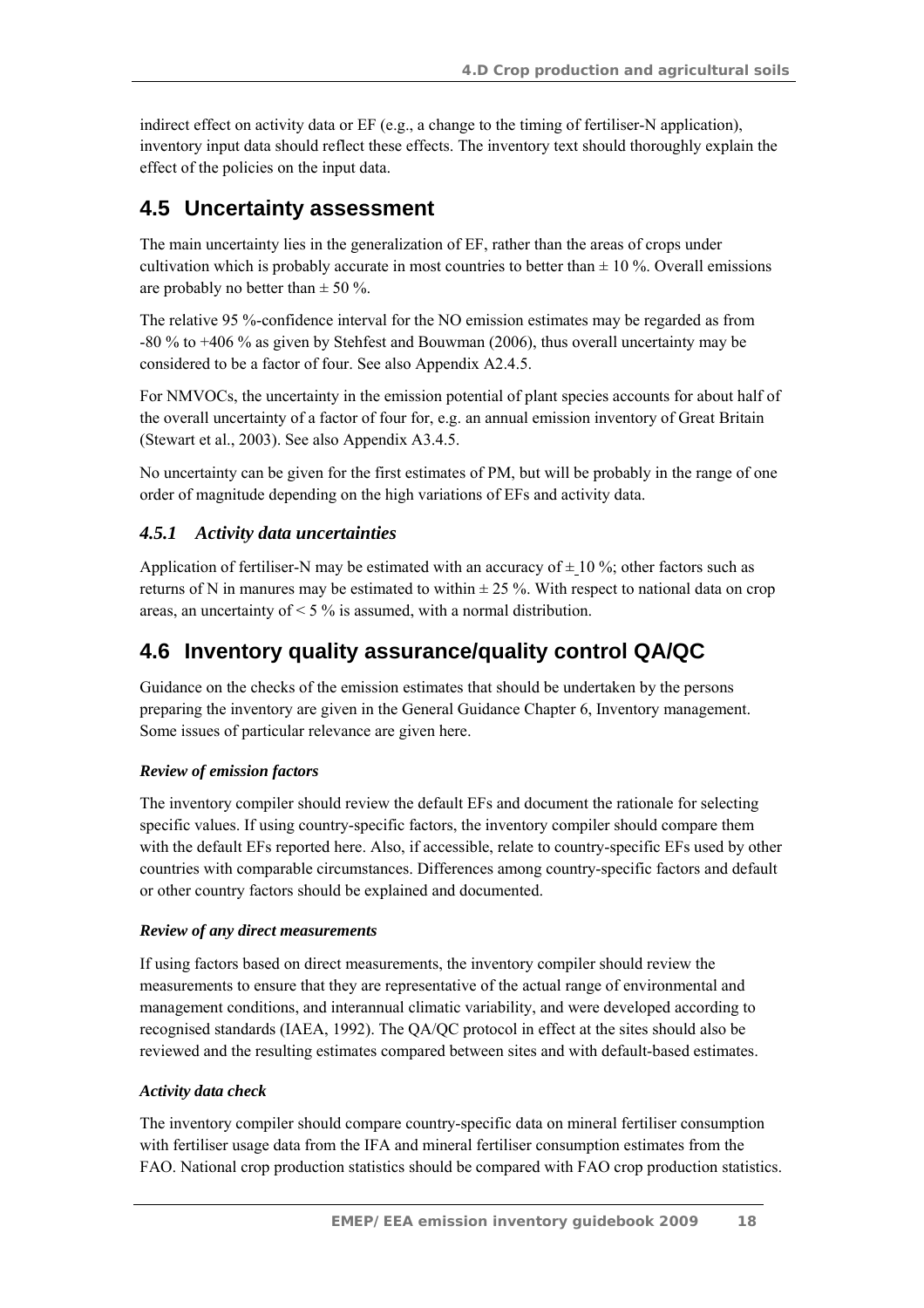indirect effect on activity data or EF (e.g., a change to the timing of fertiliser-N application), inventory input data should reflect these effects. The inventory text should thoroughly explain the effect of the policies on the input data.

## 4.5 Uncertainty assessment

The main uncertainty lies in the generalization of EF, rather than the areas of crops under cultivation which is probably accurate in most countries to better than ± 10 %. Overall emissions are probably no better than ± 50 %.

The relative 95 %-confidence interval for the NO emission estimates may be regarded as from -80 % to +406 % as given by Stehfest and Bouwman (2006), thus overall uncertainty may be considered to be a factor of four. See also Appendix A2.4.5.

For NMVOCs, the uncertainty in the emission potential of plant species accounts for about half of the overall uncertainty of a factor of four for, e.g. an annual emission inventory of Great Britain (Stewart et al., 2003). See also Appendix A3.4.5.

No uncertainty can be given for the first estimates of PM, but will be probably in the range of one order of magnitude depending on the high variations of EFs and activity data.

### *4.5.1 Activity data uncertainties*

Application of fertiliser-N may be estimated with an accuracy of ± 10 %; other factors such as returns of N in manures may be estimated to within ± 25 %. With respect to national data on crop areas, an uncertainty of < 5 % is assumed, with a normal distribution.

## 4.6 Inventory quality assurance/quality control QA/QC

Guidance on the checks of the emission estimates that should be undertaken by the persons preparing the inventory are given in the General Guidance Chapter 6, Inventory management. Some issues of particular relevance are given here.

***Review of emission factors***

The inventory compiler should review the default EFs and document the rationale for selecting specific values. If using country-specific factors, the inventory compiler should compare them with the default EFs reported here. Also, if accessible, relate to country-specific EFs used by other countries with comparable circumstances. Differences among country-specific factors and default or other country factors should be explained and documented.

***Review of any direct measurements***

If using factors based on direct measurements, the inventory compiler should review the measurements to ensure that they are representative of the actual range of environmental and management conditions, and interannual climatic variability, and were developed according to recognised standards (IAEA, 1992). The QA/QC protocol in effect at the sites should also be reviewed and the resulting estimates compared between sites and with default-based estimates.

***Activity data check***

The inventory compiler should compare country-specific data on mineral fertiliser consumption with fertiliser usage data from the IFA and mineral fertiliser consumption estimates from the FAO. National crop production statistics should be compared with FAO crop production statistics.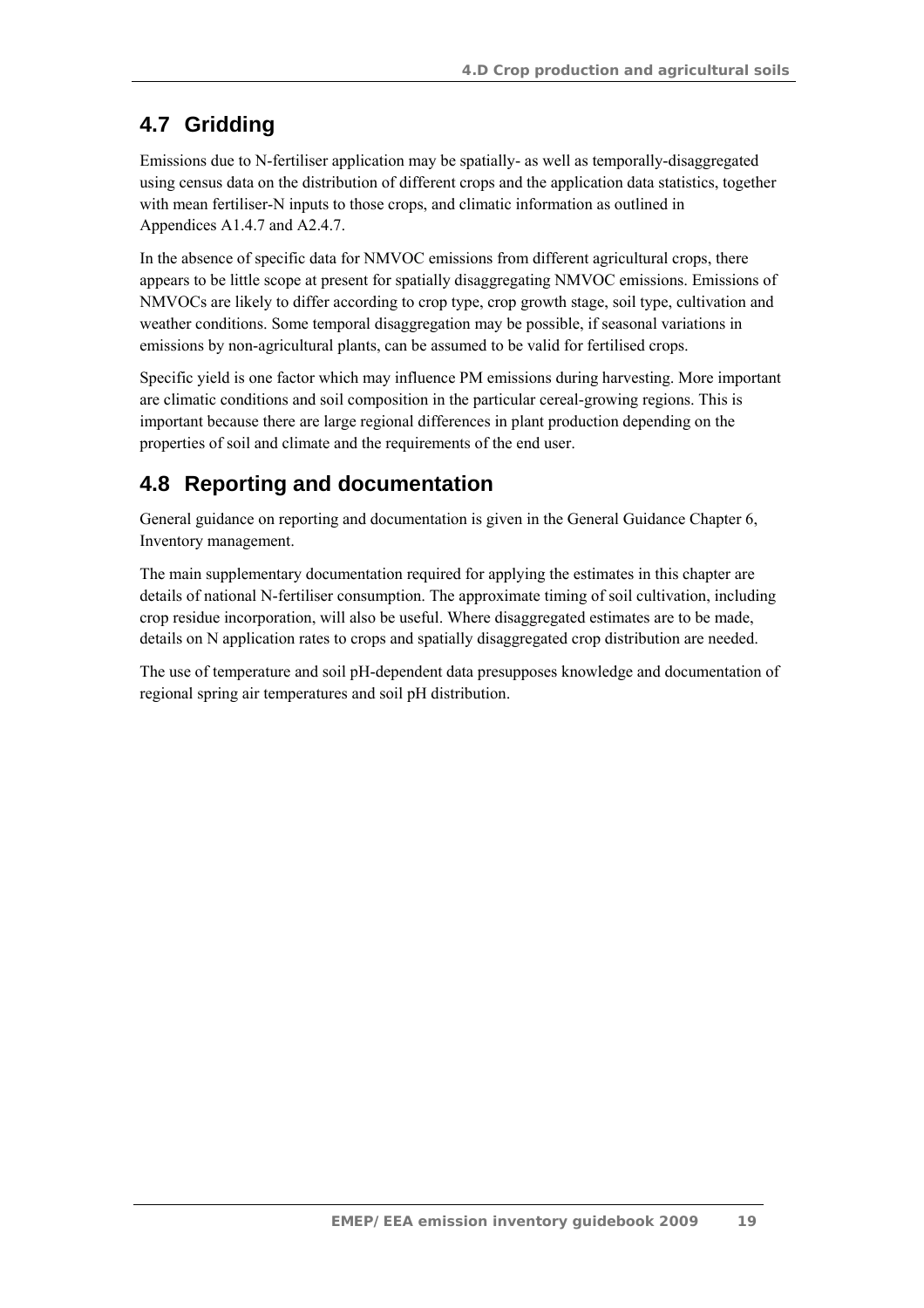## 4.7 Gridding

Emissions due to N-fertiliser application may be spatially- as well as temporally-disaggregated using census data on the distribution of different crops and the application data statistics, together with mean fertiliser-N inputs to those crops, and climatic information as outlined in Appendices A1.4.7 and A2.4.7.

In the absence of specific data for NMVOC emissions from different agricultural crops, there appears to be little scope at present for spatially disaggregating NMVOC emissions. Emissions of NMVOCs are likely to differ according to crop type, crop growth stage, soil type, cultivation and weather conditions. Some temporal disaggregation may be possible, if seasonal variations in emissions by non-agricultural plants, can be assumed to be valid for fertilised crops.

Specific yield is one factor which may influence PM emissions during harvesting. More important are climatic conditions and soil composition in the particular cereal-growing regions. This is important because there are large regional differences in plant production depending on the properties of soil and climate and the requirements of the end user.

## 4.8 Reporting and documentation

General guidance on reporting and documentation is given in the General Guidance Chapter 6, Inventory management.

The main supplementary documentation required for applying the estimates in this chapter are details of national N-fertiliser consumption. The approximate timing of soil cultivation, including crop residue incorporation, will also be useful. Where disaggregated estimates are to be made, details on N application rates to crops and spatially disaggregated crop distribution are needed.

The use of temperature and soil pH-dependent data presupposes knowledge and documentation of regional spring air temperatures and soil pH distribution.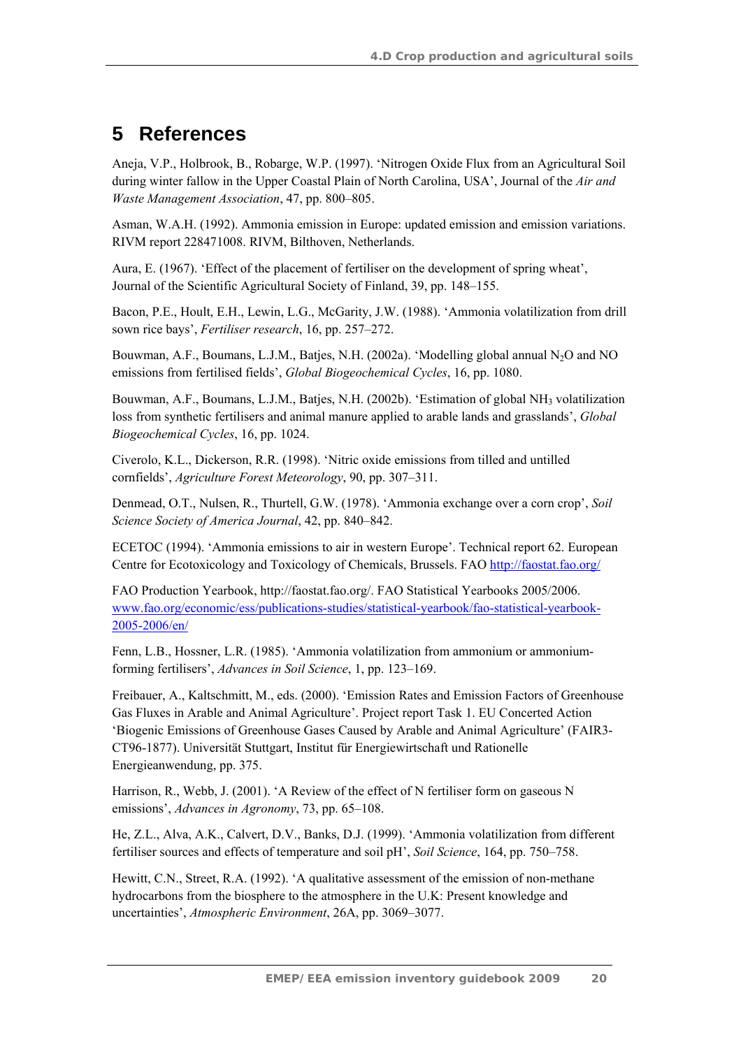# 5 References

Aneja, V.P., Holbrook, B., Robarge, W.P. (1997). 'Nitrogen Oxide Flux from an Agricultural Soil during winter fallow in the Upper Coastal Plain of North Carolina, USA', Journal of the *Air and Waste Management Association*, 47, pp. 800–805.

Asman, W.A.H. (1992). Ammonia emission in Europe: updated emission and emission variations. RIVM report 228471008. RIVM, Bilthoven, Netherlands.

Aura, E. (1967). 'Effect of the placement of fertiliser on the development of spring wheat', Journal of the Scientific Agricultural Society of Finland, 39, pp. 148–155.

Bacon, P.E., Hoult, E.H., Lewin, L.G., McGarity, J.W. (1988). 'Ammonia volatilization from drill sown rice bays', *Fertiliser research*, 16, pp. 257–272.

Bouwman, A.F., Boumans, L.J.M., Batjes, N.H. (2002a). 'Modelling global annual $N_2O$ and NO emissions from fertilised fields', *Global Biogeochemical Cycles*, 16, pp. 1080.

Bouwman, A.F., Boumans, L.J.M., Batjes, N.H. (2002b). 'Estimation of global $NH_3$ volatilization loss from synthetic fertilisers and animal manure applied to arable lands and grasslands', *Global Biogeochemical Cycles*, 16, pp. 1024.

Civerolo, K.L., Dickerson, R.R. (1998). 'Nitric oxide emissions from tilled and untilled cornfields', *Agriculture Forest Meteorology*, 90, pp. 307–311.

Denmead, O.T., Nulsen, R., Thurtell, G.W. (1978). 'Ammonia exchange over a corn crop', *Soil Science Society of America Journal*, 42, pp. 840–842.

ECETOC (1994). 'Ammonia emissions to air in western Europe'. Technical report 62. European Centre for Ecotoxicology and Toxicology of Chemicals, Brussels. FAO http://faostat.fao.org/

FAO Production Yearbook, http://faostat.fao.org/. FAO Statistical Yearbooks 2005/2006. www.fao.org/economic/ess/publications-studies/statistical-yearbook/fao-statistical-yearbook-2005-2006/en/

Fenn, L.B., Hossner, L.R. (1985). 'Ammonia volatilization from ammonium or ammonium-forming fertilisers', *Advances in Soil Science*, 1, pp. 123–169.

Freibauer, A., Kaltschmitt, M., eds. (2000). 'Emission Rates and Emission Factors of Greenhouse Gas Fluxes in Arable and Animal Agriculture'. Project report Task 1. EU Concerted Action 'Biogenic Emissions of Greenhouse Gases Caused by Arable and Animal Agriculture' (FAIR3-CT96-1877). Universität Stuttgart, Institut für Energiewirtschaft und Rationelle Energieanwendung, pp. 375.

Harrison, R., Webb, J. (2001). 'A Review of the effect of N fertiliser form on gaseous N emissions', *Advances in Agronomy*, 73, pp. 65–108.

He, Z.L., Alva, A.K., Calvert, D.V., Banks, D.J. (1999). 'Ammonia volatilization from different fertiliser sources and effects of temperature and soil pH', *Soil Science*, 164, pp. 750–758.

Hewitt, C.N., Street, R.A. (1992). 'A qualitative assessment of the emission of non-methane hydrocarbons from the biosphere to the atmosphere in the U.K: Present knowledge and uncertainties', *Atmospheric Environment*, 26A, pp. 3069–3077.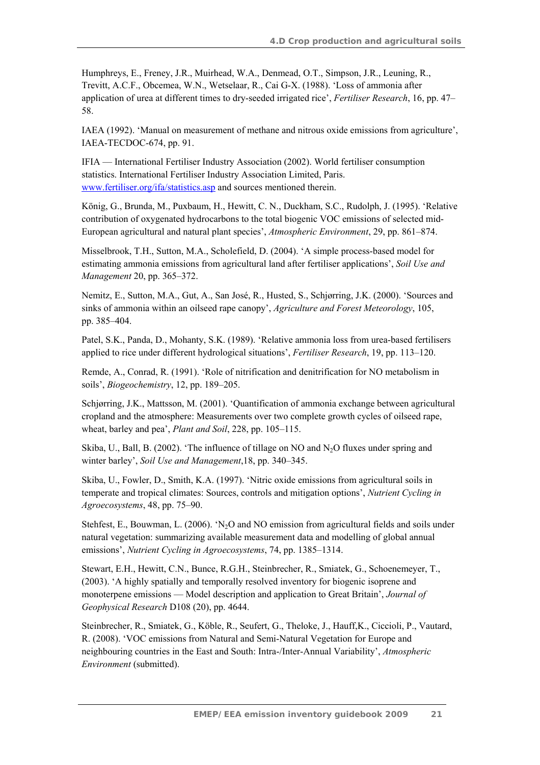Humphreys, E., Freney, J.R., Muirhead, W.A., Denmead, O.T., Simpson, J.R., Leuning, R., Trevitt, A.C.F., Obcemea, W.N., Wetselaar, R., Cai G-X. (1988). 'Loss of ammonia after application of urea at different times to dry-seeded irrigated rice', *Fertiliser Research*, 16, pp. 47–58.

IAEA (1992). 'Manual on measurement of methane and nitrous oxide emissions from agriculture', IAEA-TECDOC-674, pp. 91.

IFIA — International Fertiliser Industry Association (2002). World fertiliser consumption statistics. International Fertiliser Industry Association Limited, Paris. www.fertiliser.org/ifa/statistics.asp and sources mentioned therein.

König, G., Brunda, M., Puxbaum, H., Hewitt, C. N., Duckham, S.C., Rudolph, J. (1995). 'Relative contribution of oxygenated hydrocarbons to the total biogenic VOC emissions of selected mid-European agricultural and natural plant species', *Atmospheric Environment*, 29, pp. 861–874.

Misselbrook, T.H., Sutton, M.A., Scholefield, D. (2004). 'A simple process-based model for estimating ammonia emissions from agricultural land after fertiliser applications', *Soil Use and Management* 20, pp. 365–372.

Nemitz, E., Sutton, M.A., Gut, A., San José, R., Husted, S., Schjørring, J.K. (2000). 'Sources and sinks of ammonia within an oilseed rape canopy', *Agriculture and Forest Meteorology*, 105, pp. 385–404.

Patel, S.K., Panda, D., Mohanty, S.K. (1989). 'Relative ammonia loss from urea-based fertilisers applied to rice under different hydrological situations', *Fertiliser Research*, 19, pp. 113–120.

Remde, A., Conrad, R. (1991). 'Role of nitrification and denitrification for NO metabolism in soils', *Biogeochemistry*, 12, pp. 189–205.

Schjørring, J.K., Mattsson, M. (2001). 'Quantification of ammonia exchange between agricultural cropland and the atmosphere: Measurements over two complete growth cycles of oilseed rape, wheat, barley and pea', *Plant and Soil*, 228, pp. 105–115.

Skiba, U., Ball, B. (2002). 'The influence of tillage on NO and $N_2O$ fluxes under spring and winter barley', *Soil Use and Management*,18, pp. 340–345.

Skiba, U., Fowler, D., Smith, K.A. (1997). 'Nitric oxide emissions from agricultural soils in temperate and tropical climates: Sources, controls and mitigation options', *Nutrient Cycling in Agroecosystems*, 48, pp. 75–90.

Stehfest, E., Bouwman, L. (2006). '$N_2O$ and NO emission from agricultural fields and soils under natural vegetation: summarizing available measurement data and modelling of global annual emissions', *Nutrient Cycling in Agroecosystems*, 74, pp. 1385–1314.

Stewart, E.H., Hewitt, C.N., Bunce, R.G.H., Steinbrecher, R., Smiatek, G., Schoenemeyer, T., (2003). 'A highly spatially and temporally resolved inventory for biogenic isoprene and monoterpene emissions — Model description and application to Great Britain', *Journal of Geophysical Research* D108 (20), pp. 4644.

Steinbrecher, R., Smiatek, G., Köble, R., Seufert, G., Theloke, J., Hauff,K., Ciccioli, P., Vautard, R. (2008). 'VOC emissions from Natural and Semi-Natural Vegetation for Europe and neighbouring countries in the East and South: Intra-/Inter-Annual Variability', *Atmospheric Environment* (submitted).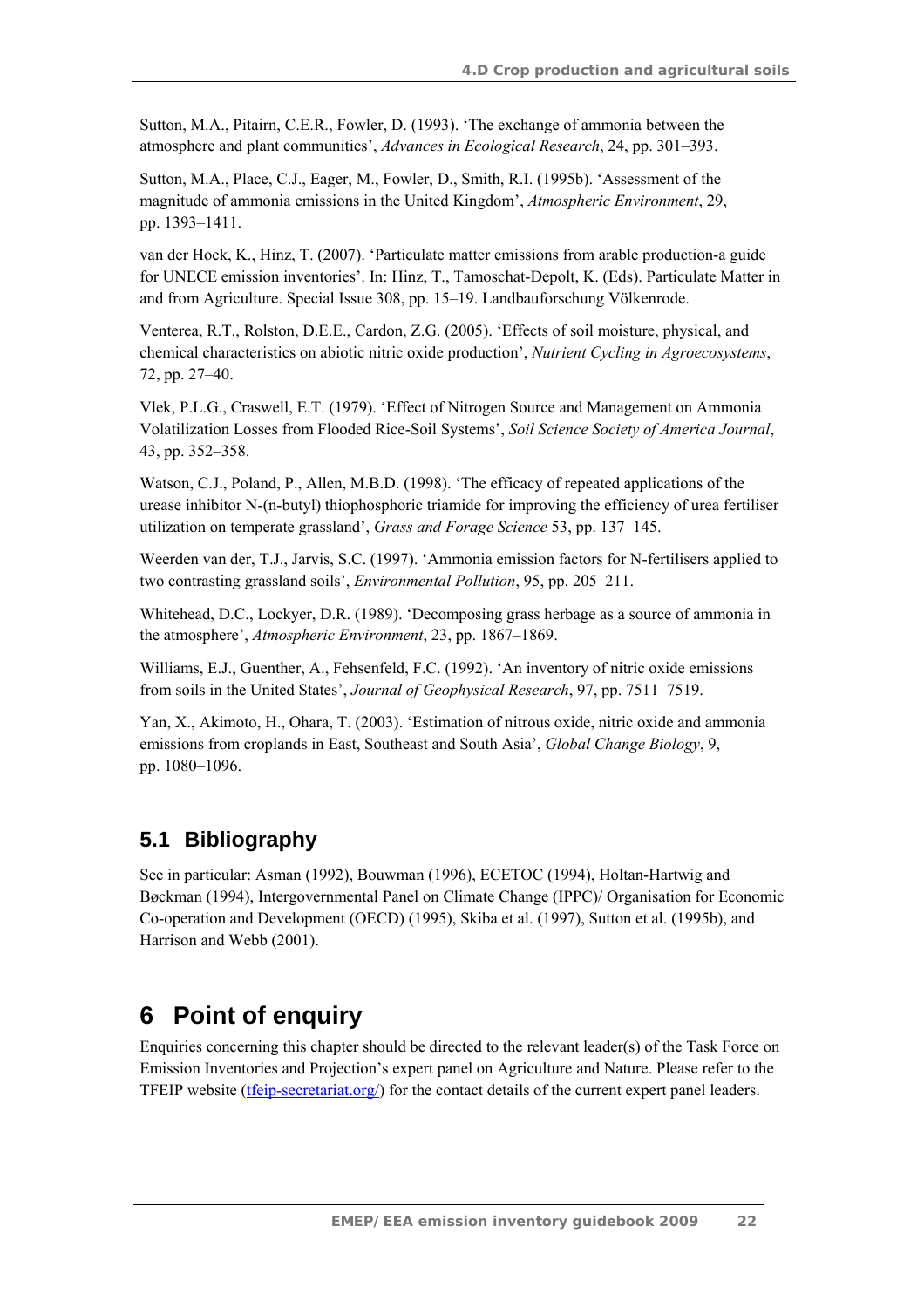Sutton, M.A., Pitairn, C.E.R., Fowler, D. (1993). 'The exchange of ammonia between the atmosphere and plant communities', *Advances in Ecological Research*, 24, pp. 301–393.

Sutton, M.A., Place, C.J., Eager, M., Fowler, D., Smith, R.I. (1995b). 'Assessment of the magnitude of ammonia emissions in the United Kingdom', *Atmospheric Environment*, 29, pp. 1393–1411.

van der Hoek, K., Hinz, T. (2007). 'Particulate matter emissions from arable production-a guide for UNECE emission inventories'. In: Hinz, T., Tamoschat-Depolt, K. (Eds). Particulate Matter in and from Agriculture. Special Issue 308, pp. 15–19. Landbauforschung Völkenrode.

Venterea, R.T., Rolston, D.E.E., Cardon, Z.G. (2005). 'Effects of soil moisture, physical, and chemical characteristics on abiotic nitric oxide production', *Nutrient Cycling in Agroecosystems*, 72, pp. 27–40.

Vlek, P.L.G., Craswell, E.T. (1979). 'Effect of Nitrogen Source and Management on Ammonia Volatilization Losses from Flooded Rice-Soil Systems', *Soil Science Society of America Journal*, 43, pp. 352–358.

Watson, C.J., Poland, P., Allen, M.B.D. (1998). 'The efficacy of repeated applications of the urease inhibitor N-(n-butyl) thiophosphoric triamide for improving the efficiency of urea fertiliser utilization on temperate grassland', *Grass and Forage Science* 53, pp. 137–145.

Weerden van der, T.J., Jarvis, S.C. (1997). 'Ammonia emission factors for N-fertilisers applied to two contrasting grassland soils', *Environmental Pollution*, 95, pp. 205–211.

Whitehead, D.C., Lockyer, D.R. (1989). 'Decomposing grass herbage as a source of ammonia in the atmosphere', *Atmospheric Environment*, 23, pp. 1867–1869.

Williams, E.J., Guenther, A., Fehsenfeld, F.C. (1992). 'An inventory of nitric oxide emissions from soils in the United States', *Journal of Geophysical Research*, 97, pp. 7511–7519.

Yan, X., Akimoto, H., Ohara, T. (2003). 'Estimation of nitrous oxide, nitric oxide and ammonia emissions from croplands in East, Southeast and South Asia', *Global Change Biology*, 9, pp. 1080–1096.

## 5.1 Bibliography

See in particular: Asman (1992), Bouwman (1996), ECETOC (1994), Holtan-Hartwig and Bøckman (1994), Intergovernmental Panel on Climate Change (IPPC)/ Organisation for Economic Co-operation and Development (OECD) (1995), Skiba et al. (1997), Sutton et al. (1995b), and Harrison and Webb (2001).

# 6 Point of enquiry

Enquiries concerning this chapter should be directed to the relevant leader(s) of the Task Force on Emission Inventories and Projection's expert panel on Agriculture and Nature. Please refer to the TFEIP website (tfeip-secretariat.org/) for the contact details of the current expert panel leaders.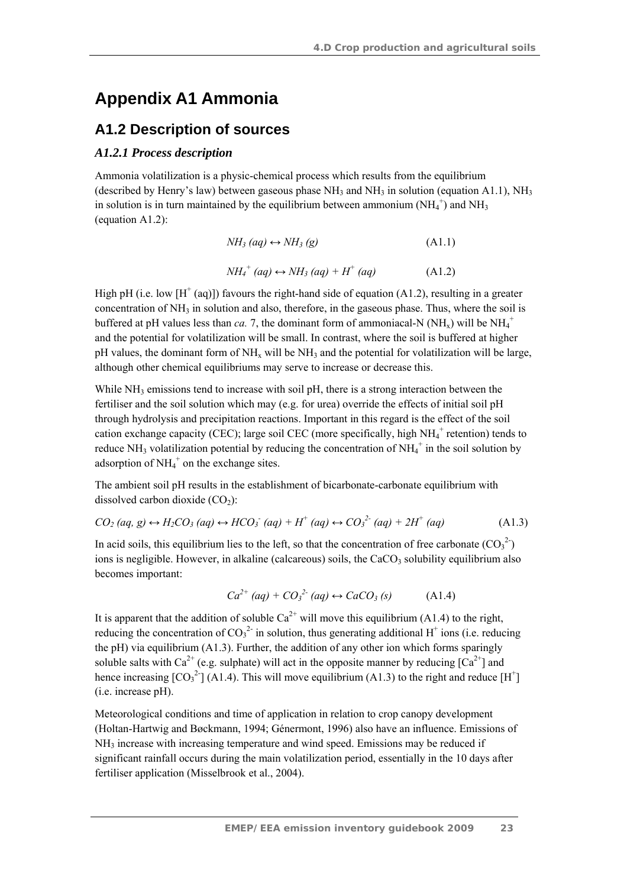# Appendix A1 Ammonia

## A1.2 Description of sources

### *A1.2.1 Process description*

Ammonia volatilization is a physic-chemical process which results from the equilibrium (described by Henry's law) between gaseous phase $NH_3$ and $NH_3$ in solution (equation A1.1), $NH_3$ in solution is in turn maintained by the equilibrium between ammonium ($NH_4^+$) and $NH_3$ (equation A1.2):

$$NH_3\,(aq) \leftrightarrow NH_3\,(g) \qquad \text{(A1.1)}$$

$$NH_4^+\,(aq) \leftrightarrow NH_3\,(aq) + H^+\,(aq) \qquad \text{(A1.2)}$$

High pH (i.e. low [$H^+$ (aq)]) favours the right-hand side of equation (A1.2), resulting in a greater concentration of $NH_3$ in solution and also, therefore, in the gaseous phase. Thus, where the soil is buffered at pH values less than *ca.* 7, the dominant form of ammoniacal-N ($NH_x$) will be $NH_4^+$ and the potential for volatilization will be small. In contrast, where the soil is buffered at higher pH values, the dominant form of $NH_x$ will be $NH_3$ and the potential for volatilization will be large, although other chemical equilibriums may serve to increase or decrease this.

While $NH_3$ emissions tend to increase with soil pH, there is a strong interaction between the fertiliser and the soil solution which may (e.g. for urea) override the effects of initial soil pH through hydrolysis and precipitation reactions. Important in this regard is the effect of the soil cation exchange capacity (CEC); large soil CEC (more specifically, high $NH_4^+$ retention) tends to reduce $NH_3$ volatilization potential by reducing the concentration of $NH_4^+$ in the soil solution by adsorption of $NH_4^+$ on the exchange sites.

The ambient soil pH results in the establishment of bicarbonate-carbonate equilibrium with dissolved carbon dioxide ($CO_2$):

$$CO_2\,(aq, g) \leftrightarrow H_2CO_3\,(aq) \leftrightarrow HCO_3^-\,(aq) + H^+\,(aq) \leftrightarrow CO_3^{2-}\,(aq) + 2H^+\,(aq) \qquad \text{(A1.3)}$$

In acid soils, this equilibrium lies to the left, so that the concentration of free carbonate ($CO_3^{2-}$) ions is negligible. However, in alkaline (calcareous) soils, the $CaCO_3$ solubility equilibrium also becomes important:

$$Ca^{2+}\,(aq) + CO_3^{2-}\,(aq) \leftrightarrow CaCO_3\,(s) \qquad \text{(A1.4)}$$

It is apparent that the addition of soluble $Ca^{2+}$ will move this equilibrium (A1.4) to the right, reducing the concentration of $CO_3^{2-}$ in solution, thus generating additional $H^+$ ions (i.e. reducing the pH) via equilibrium (A1.3). Further, the addition of any other ion which forms sparingly soluble salts with $Ca^{2+}$ (e.g. sulphate) will act in the opposite manner by reducing [$Ca^{2+}$] and hence increasing [$CO_3^{2-}$] (A1.4). This will move equilibrium (A1.3) to the right and reduce [$H^+$] (i.e. increase pH).

Meteorological conditions and time of application in relation to crop canopy development (Holtan-Hartwig and Bøckmann, 1994; Génermont, 1996) also have an influence. Emissions of $NH_3$ increase with increasing temperature and wind speed. Emissions may be reduced if significant rainfall occurs during the main volatilization period, essentially in the 10 days after fertiliser application (Misselbrook et al., 2004).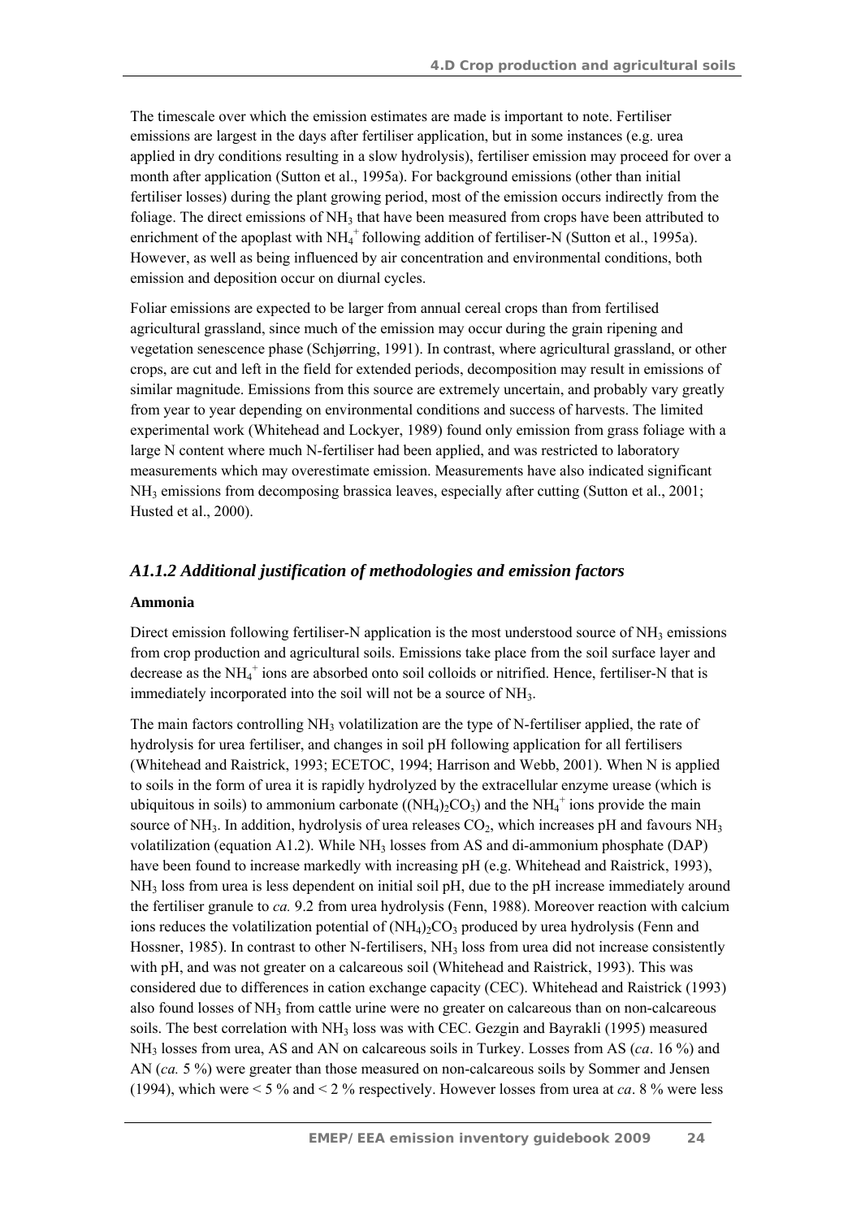The timescale over which the emission estimates are made is important to note. Fertiliser emissions are largest in the days after fertiliser application, but in some instances (e.g. urea applied in dry conditions resulting in a slow hydrolysis), fertiliser emission may proceed for over a month after application (Sutton et al., 1995a). For background emissions (other than initial fertiliser losses) during the plant growing period, most of the emission occurs indirectly from the foliage. The direct emissions of $NH_3$ that have been measured from crops have been attributed to enrichment of the apoplast with $NH_4^+$ following addition of fertiliser-N (Sutton et al., 1995a). However, as well as being influenced by air concentration and environmental conditions, both emission and deposition occur on diurnal cycles.

Foliar emissions are expected to be larger from annual cereal crops than from fertilised agricultural grassland, since much of the emission may occur during the grain ripening and vegetation senescence phase (Schjørring, 1991). In contrast, where agricultural grassland, or other crops, are cut and left in the field for extended periods, decomposition may result in emissions of similar magnitude. Emissions from this source are extremely uncertain, and probably vary greatly from year to year depending on environmental conditions and success of harvests. The limited experimental work (Whitehead and Lockyer, 1989) found only emission from grass foliage with a large N content where much N-fertiliser had been applied, and was restricted to laboratory measurements which may overestimate emission. Measurements have also indicated significant $NH_3$ emissions from decomposing brassica leaves, especially after cutting (Sutton et al., 2001; Husted et al., 2000).

## *A1.1.2 Additional justification of methodologies and emission factors*

**Ammonia**

Direct emission following fertiliser-N application is the most understood source of $NH_3$ emissions from crop production and agricultural soils. Emissions take place from the soil surface layer and decrease as the $NH_4^+$ ions are absorbed onto soil colloids or nitrified. Hence, fertiliser-N that is immediately incorporated into the soil will not be a source of $NH_3$.

The main factors controlling $NH_3$ volatilization are the type of N-fertiliser applied, the rate of hydrolysis for urea fertiliser, and changes in soil pH following application for all fertilisers (Whitehead and Raistrick, 1993; ECETOC, 1994; Harrison and Webb, 2001). When N is applied to soils in the form of urea it is rapidly hydrolyzed by the extracellular enzyme urease (which is ubiquitous in soils) to ammonium carbonate ($(NH_4)_2CO_3$) and the $NH_4^+$ ions provide the main source of $NH_3$. In addition, hydrolysis of urea releases $CO_2$, which increases pH and favours $NH_3$ volatilization (equation A1.2). While $NH_3$ losses from AS and di-ammonium phosphate (DAP) have been found to increase markedly with increasing pH (e.g. Whitehead and Raistrick, 1993), $NH_3$ loss from urea is less dependent on initial soil pH, due to the pH increase immediately around the fertiliser granule to *ca.* 9.2 from urea hydrolysis (Fenn, 1988). Moreover reaction with calcium ions reduces the volatilization potential of $(NH_4)_2CO_3$ produced by urea hydrolysis (Fenn and Hossner, 1985). In contrast to other N-fertilisers, $NH_3$ loss from urea did not increase consistently with pH, and was not greater on a calcareous soil (Whitehead and Raistrick, 1993). This was considered due to differences in cation exchange capacity (CEC). Whitehead and Raistrick (1993) also found losses of $NH_3$ from cattle urine were no greater on calcareous than on non-calcareous soils. The best correlation with $NH_3$ loss was with CEC. Gezgin and Bayrakli (1995) measured $NH_3$ losses from urea, AS and AN on calcareous soils in Turkey. Losses from AS (*ca*. 16 %) and AN (*ca.* 5 %) were greater than those measured on non-calcareous soils by Sommer and Jensen (1994), which were < 5 % and < 2 % respectively. However losses from urea at *ca*. 8 % were less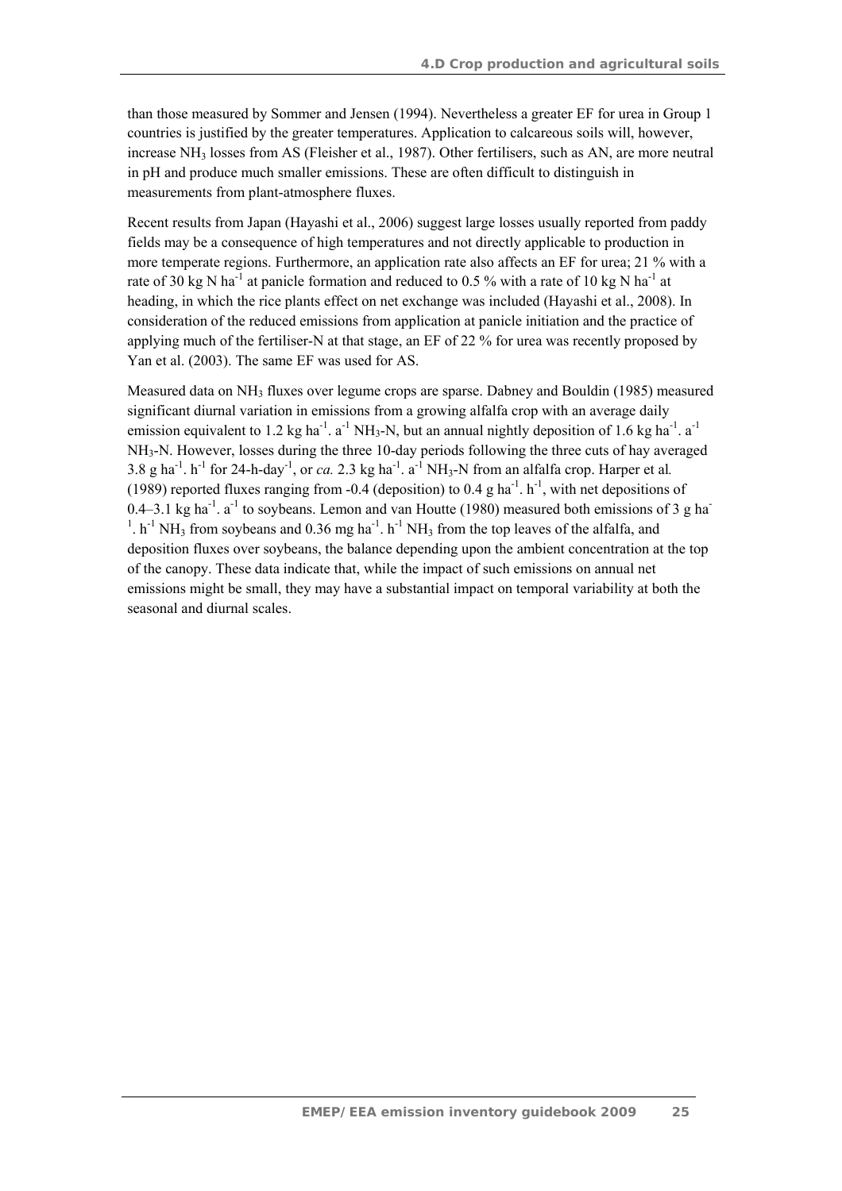than those measured by Sommer and Jensen (1994). Nevertheless a greater EF for urea in Group 1 countries is justified by the greater temperatures. Application to calcareous soils will, however, increase $NH_3$ losses from AS (Fleisher et al., 1987). Other fertilisers, such as AN, are more neutral in pH and produce much smaller emissions. These are often difficult to distinguish in measurements from plant-atmosphere fluxes.

Recent results from Japan (Hayashi et al., 2006) suggest large losses usually reported from paddy fields may be a consequence of high temperatures and not directly applicable to production in more temperate regions. Furthermore, an application rate also affects an EF for urea; 21 % with a rate of 30 kg N $ha^{-1}$ at panicle formation and reduced to 0.5 % with a rate of 10 kg N $ha^{-1}$ at heading, in which the rice plants effect on net exchange was included (Hayashi et al., 2008). In consideration of the reduced emissions from application at panicle initiation and the practice of applying much of the fertiliser-N at that stage, an EF of 22 % for urea was recently proposed by Yan et al. (2003). The same EF was used for AS.

Measured data on $NH_3$ fluxes over legume crops are sparse. Dabney and Bouldin (1985) measured significant diurnal variation in emissions from a growing alfalfa crop with an average daily emission equivalent to 1.2 kg $ha^{-1}$. $a^{-1}$ $NH_3$-N, but an annual nightly deposition of 1.6 kg $ha^{-1}$. $a^{-1}$ $NH_3$-N. However, losses during the three 10-day periods following the three cuts of hay averaged 3.8 g $ha^{-1}$. $h^{-1}$ for 24-h-$day^{-1}$, or *ca.* 2.3 kg $ha^{-1}$. $a^{-1}$ $NH_3$-N from an alfalfa crop. Harper et al*.* (1989) reported fluxes ranging from -0.4 (deposition) to 0.4 g $ha^{-1}$. $h^{-1}$, with net depositions of 0.4–3.1 kg $ha^{-1}$. $a^{-1}$ to soybeans. Lemon and van Houtte (1980) measured both emissions of 3 g $ha^{-1}$. $h^{-1}$ $NH_3$ from soybeans and 0.36 mg $ha^{-1}$. $h^{-1}$ $NH_3$ from the top leaves of the alfalfa, and deposition fluxes over soybeans, the balance depending upon the ambient concentration at the top of the canopy. These data indicate that, while the impact of such emissions on annual net emissions might be small, they may have a substantial impact on temporal variability at both the seasonal and diurnal scales.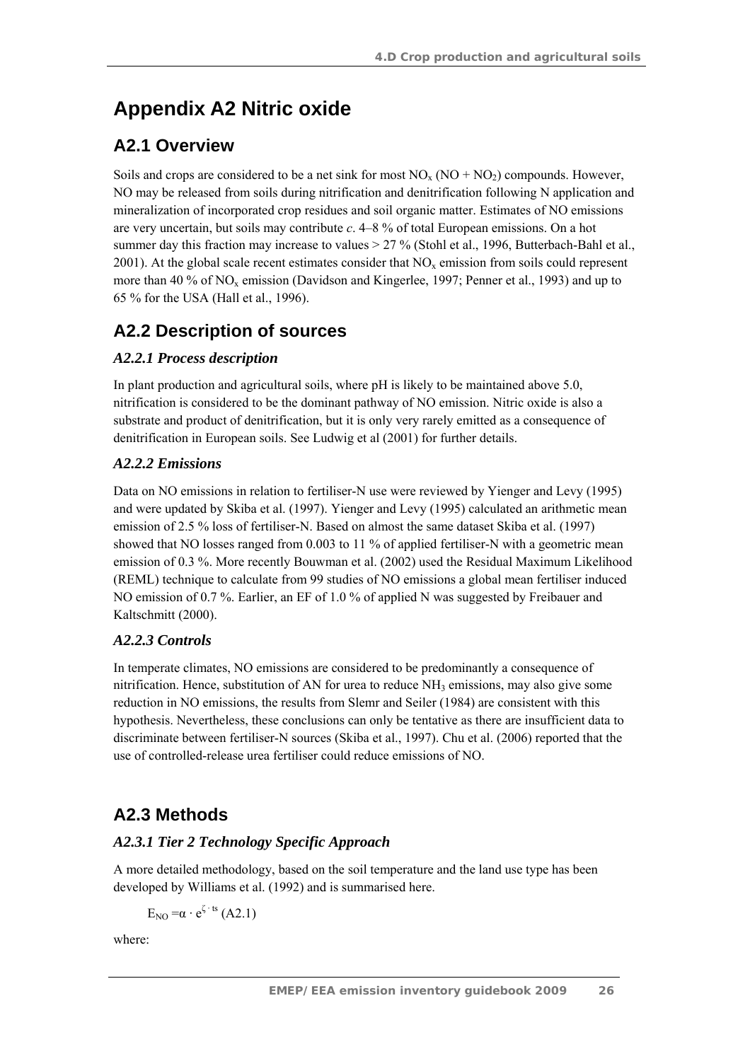# Appendix A2 Nitric oxide

## A2.1 Overview

Soils and crops are considered to be a net sink for most $NO_x$ ($NO + NO_2$) compounds. However, NO may be released from soils during nitrification and denitrification following N application and mineralization of incorporated crop residues and soil organic matter. Estimates of NO emissions are very uncertain, but soils may contribute *c*. 4–8 % of total European emissions. On a hot summer day this fraction may increase to values > 27 % (Stohl et al., 1996, Butterbach-Bahl et al., 2001). At the global scale recent estimates consider that $NO_x$ emission from soils could represent more than 40 % of $NO_x$ emission (Davidson and Kingerlee, 1997; Penner et al., 1993) and up to 65 % for the USA (Hall et al., 1996).

## A2.2 Description of sources

### *A2.2.1 Process description*

In plant production and agricultural soils, where pH is likely to be maintained above 5.0, nitrification is considered to be the dominant pathway of NO emission. Nitric oxide is also a substrate and product of denitrification, but it is only very rarely emitted as a consequence of denitrification in European soils. See Ludwig et al (2001) for further details.

### *A2.2.2 Emissions*

Data on NO emissions in relation to fertiliser-N use were reviewed by Yienger and Levy (1995) and were updated by Skiba et al. (1997). Yienger and Levy (1995) calculated an arithmetic mean emission of 2.5 % loss of fertiliser-N. Based on almost the same dataset Skiba et al. (1997) showed that NO losses ranged from 0.003 to 11 % of applied fertiliser-N with a geometric mean emission of 0.3 %. More recently Bouwman et al. (2002) used the Residual Maximum Likelihood (REML) technique to calculate from 99 studies of NO emissions a global mean fertiliser induced NO emission of 0.7 %. Earlier, an EF of 1.0 % of applied N was suggested by Freibauer and Kaltschmitt (2000).

### *A2.2.3 Controls*

In temperate climates, NO emissions are considered to be predominantly a consequence of nitrification. Hence, substitution of AN for urea to reduce $NH_3$ emissions, may also give some reduction in NO emissions, the results from Slemr and Seiler (1984) are consistent with this hypothesis. Nevertheless, these conclusions can only be tentative as there are insufficient data to discriminate between fertiliser-N sources (Skiba et al., 1997). Chu et al. (2006) reported that the use of controlled-release urea fertiliser could reduce emissions of NO.

## A2.3 Methods

### *A2.3.1 Tier 2 Technology Specific Approach*

A more detailed methodology, based on the soil temperature and the land use type has been developed by Williams et al. (1992) and is summarised here.

$$E_{NO} = \alpha \cdot e^{\zeta \cdot ts} \quad \text{(A2.1)}$$

where: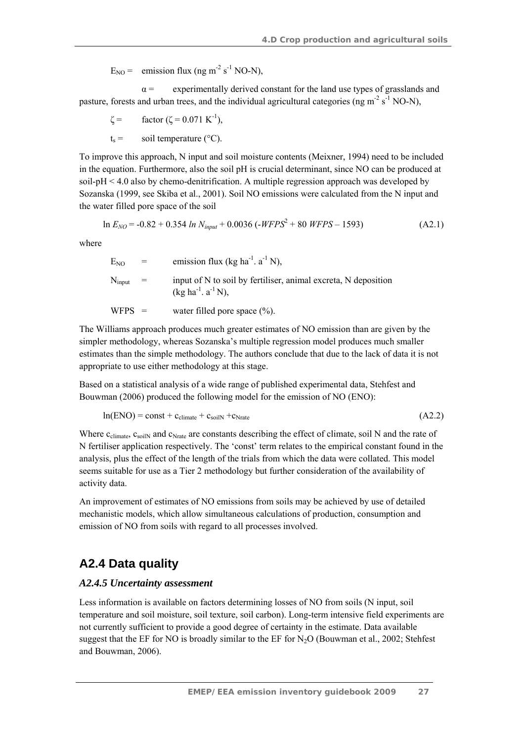$E_{NO}$ = emission flux (ng $m^{-2}$ $s^{-1}$ NO-N),

$\alpha$ = experimentally derived constant for the land use types of grasslands and pasture, forests and urban trees, and the individual agricultural categories (ng $m^{-2}$ $s^{-1}$ NO-N),

$\zeta$ = factor ($\zeta = 0.071\ K^{-1}$),

$t_s$ = soil temperature (°C).

To improve this approach, N input and soil moisture contents (Meixner, 1994) need to be included in the equation. Furthermore, also the soil pH is crucial determinant, since NO can be produced at soil-pH < 4.0 also by chemo-denitrification. A multiple regression approach was developed by Sozanska (1999, see Skiba et al., 2001). Soil NO emissions were calculated from the N input and the water filled pore space of the soil

$$\ln E_{NO} = -0.82 + 0.354\ \ln N_{input} + 0.0036\ (-WFPS^2 + 80\ WFPS - 1593) \qquad (A2.1)$$

where

$E_{NO}$ = emission flux (kg $ha^{-1}$. $a^{-1}$ N),

$N_{input}$ = input of N to soil by fertiliser, animal excreta, N deposition (kg $ha^{-1}$. $a^{-1}$ N),

WFPS = water filled pore space (%).

The Williams approach produces much greater estimates of NO emission than are given by the simpler methodology, whereas Sozanska's multiple regression model produces much smaller estimates than the simple methodology. The authors conclude that due to the lack of data it is not appropriate to use either methodology at this stage.

Based on a statistical analysis of a wide range of published experimental data, Stehfest and Bouwman (2006) produced the following model for the emission of NO (ENO):

$$\ln(ENO) = const + c_{climate} + c_{soilN} + c_{Nrate} \qquad (A2.2)$$

Where $c_{climate}$, $c_{soilN}$ and $c_{Nrate}$ are constants describing the effect of climate, soil N and the rate of N fertiliser application respectively. The 'const' term relates to the empirical constant found in the analysis, plus the effect of the length of the trials from which the data were collated. This model seems suitable for use as a Tier 2 methodology but further consideration of the availability of activity data.

An improvement of estimates of NO emissions from soils may be achieved by use of detailed mechanistic models, which allow simultaneous calculations of production, consumption and emission of NO from soils with regard to all processes involved.

## A2.4 Data quality

### *A2.4.5 Uncertainty assessment*

Less information is available on factors determining losses of NO from soils (N input, soil temperature and soil moisture, soil texture, soil carbon). Long-term intensive field experiments are not currently sufficient to provide a good degree of certainty in the estimate. Data available suggest that the EF for NO is broadly similar to the EF for $N_2O$ (Bouwman et al., 2002; Stehfest and Bouwman, 2006).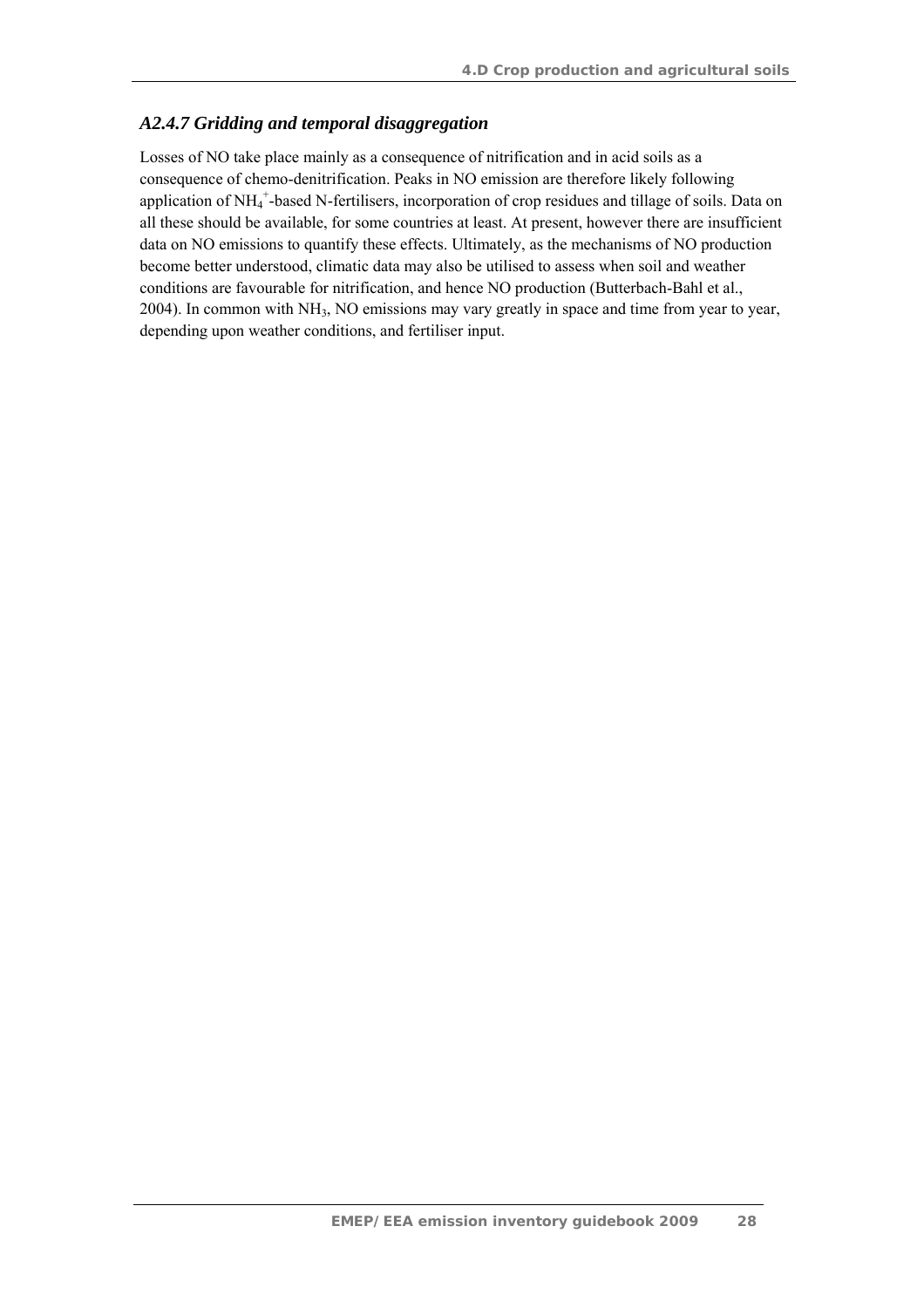### *A2.4.7 Gridding and temporal disaggregation*

Losses of NO take place mainly as a consequence of nitrification and in acid soils as a consequence of chemo-denitrification. Peaks in NO emission are therefore likely following application of $NH_4^+$-based N-fertilisers, incorporation of crop residues and tillage of soils. Data on all these should be available, for some countries at least. At present, however there are insufficient data on NO emissions to quantify these effects. Ultimately, as the mechanisms of NO production become better understood, climatic data may also be utilised to assess when soil and weather conditions are favourable for nitrification, and hence NO production (Butterbach-Bahl et al., 2004). In common with $NH_3$, NO emissions may vary greatly in space and time from year to year, depending upon weather conditions, and fertiliser input.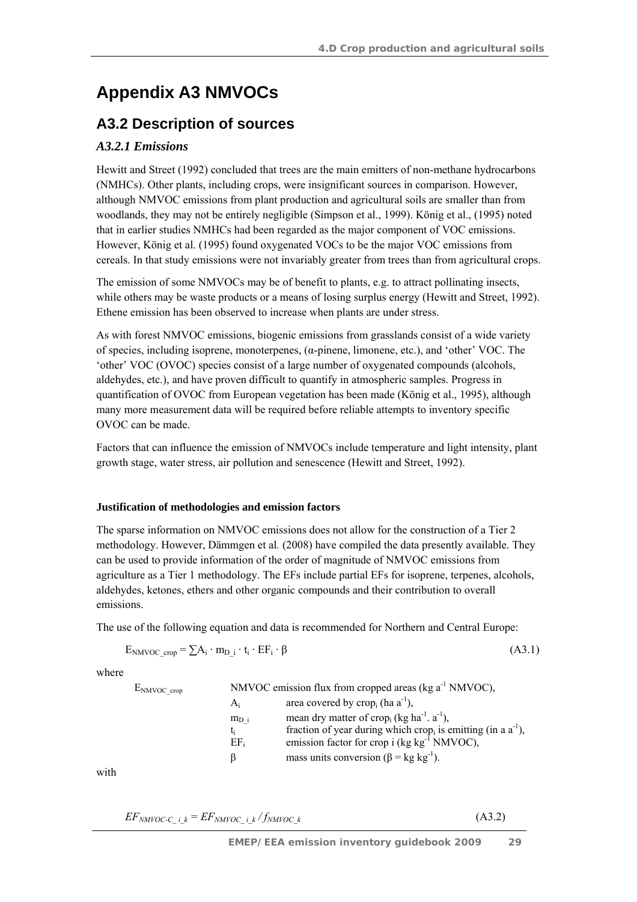# Appendix A3 NMVOCs

## A3.2 Description of sources

### *A3.2.1 Emissions*

Hewitt and Street (1992) concluded that trees are the main emitters of non-methane hydrocarbons (NMHCs). Other plants, including crops, were insignificant sources in comparison. However, although NMVOC emissions from plant production and agricultural soils are smaller than from woodlands, they may not be entirely negligible (Simpson et al., 1999). König et al., (1995) noted that in earlier studies NMHCs had been regarded as the major component of VOC emissions. However, König et al. (1995) found oxygenated VOCs to be the major VOC emissions from cereals. In that study emissions were not invariably greater from trees than from agricultural crops.

The emission of some NMVOCs may be of benefit to plants, e.g. to attract pollinating insects, while others may be waste products or a means of losing surplus energy (Hewitt and Street, 1992). Ethene emission has been observed to increase when plants are under stress.

As with forest NMVOC emissions, biogenic emissions from grasslands consist of a wide variety of species, including isoprene, monoterpenes, (α-pinene, limonene, etc.), and 'other' VOC. The 'other' VOC (OVOC) species consist of a large number of oxygenated compounds (alcohols, aldehydes, etc.), and have proven difficult to quantify in atmospheric samples. Progress in quantification of OVOC from European vegetation has been made (König et al., 1995), although many more measurement data will be required before reliable attempts to inventory specific OVOC can be made.

Factors that can influence the emission of NMVOCs include temperature and light intensity, plant growth stage, water stress, air pollution and senescence (Hewitt and Street, 1992).

**Justification of methodologies and emission factors**

The sparse information on NMVOC emissions does not allow for the construction of a Tier 2 methodology. However, Dämmgen et al*.* (2008) have compiled the data presently available. They can be used to provide information of the order of magnitude of NMVOC emissions from agriculture as a Tier 1 methodology. The EFs include partial EFs for isoprene, terpenes, alcohols, aldehydes, ketones, ethers and other organic compounds and their contribution to overall emissions.

The use of the following equation and data is recommended for Northern and Central Europe:

$$E_{NMVOC\_crop} = \sum A_i \cdot m_{D\_i} \cdot t_i \cdot EF_i \cdot \beta \qquad \text{(A3.1)}$$

where

| | |
|---|---|
| $E_{NMVOC\_crop}$ | NMVOC emission flux from cropped areas (kg $a^{-1}$ NMVOC), |
| $A_i$ | area covered by crop$_i$ (ha $a^{-1}$), |
| $m_{D\_i}$ | mean dry matter of crop$_i$ (kg $ha^{-1}$. $a^{-1}$), |
| $t_i$ | fraction of year during which crop$_i$ is emitting (in a $a^{-1}$), |
| $EF_i$ | emission factor for crop i (kg $kg^{-1}$ NMVOC), |
| $\beta$ | mass units conversion ($\beta$ = kg $kg^{-1}$). |

with

$$EF_{NMVOC\text{-}C\_i\_k} = EF_{NMVOC\_i\_k} / f_{NMVOC\_k} \qquad \text{(A3.2)}$$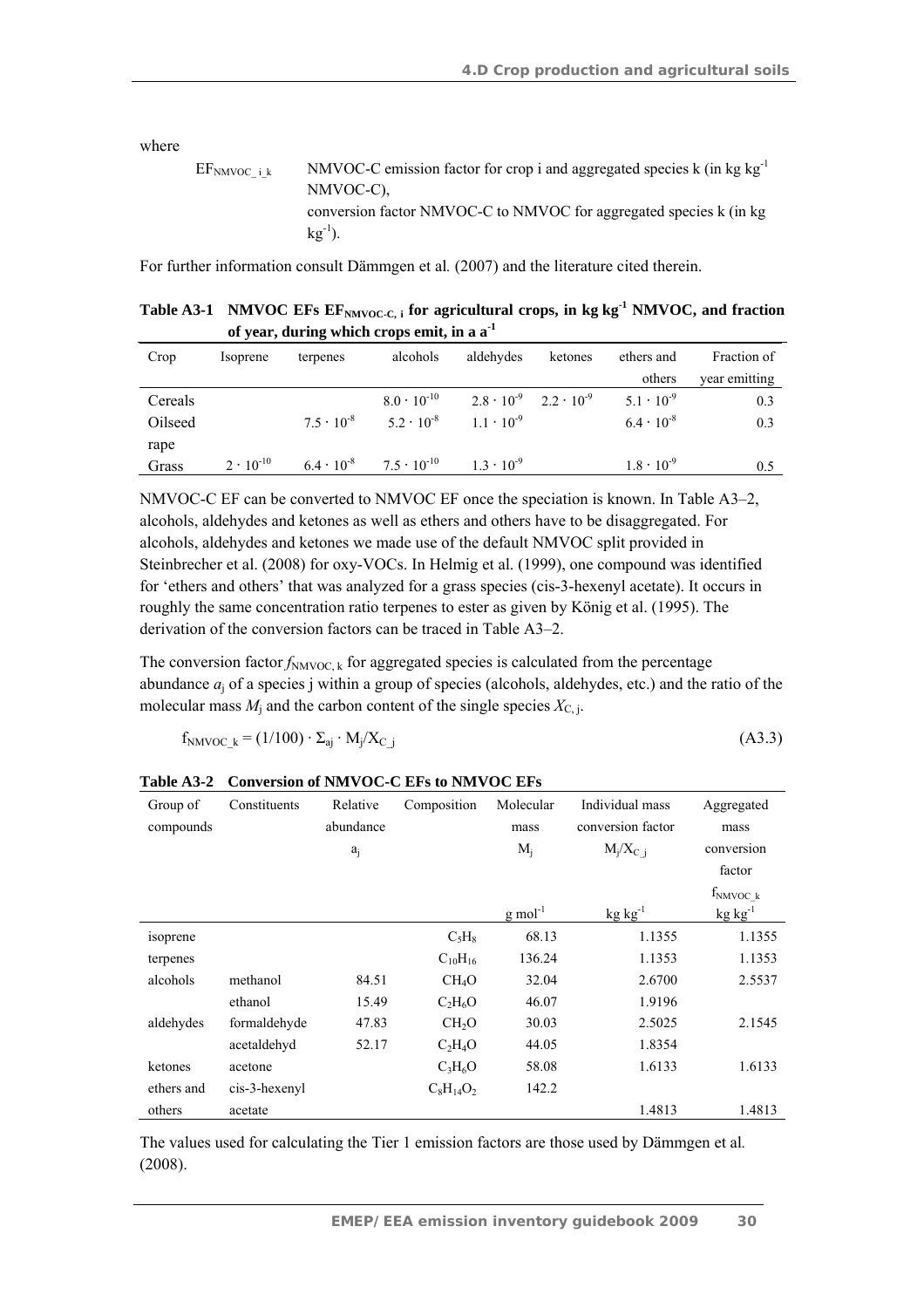where

$EF_{NMVOC\_i\_k}$ NMVOC-C emission factor for crop i and aggregated species k (in kg $kg^{-1}$ NMVOC-C),

conversion factor NMVOC-C to NMVOC for aggregated species k (in kg $kg^{-1}$).

For further information consult Dämmgen et al*.* (2007) and the literature cited therein.

**Table A3-1 NMVOC EFs $EF_{NMVOC\text{-}C,\,i}$ for agricultural crops, in kg $kg^{-1}$ NMVOC, and fraction of year, during which crops emit, in a $a^{-1}$**

| Crop | Isoprene | terpenes | alcohols | aldehydes | ketones | ethers and others | Fraction of year emitting |
|---|---|---|---|---|---|---|---|
| Cereals | | | $8.0 \cdot 10^{-10}$ | $2.8 \cdot 10^{-9}$ | $2.2 \cdot 10^{-9}$ | $5.1 \cdot 10^{-9}$ | 0.3 |
| Oilseed rape | | $7.5 \cdot 10^{-8}$ | $5.2 \cdot 10^{-8}$ | $1.1 \cdot 10^{-9}$ | | $6.4 \cdot 10^{-8}$ | 0.3 |
| Grass | $2 \cdot 10^{-10}$ | $6.4 \cdot 10^{-8}$ | $7.5 \cdot 10^{-10}$ | $1.3 \cdot 10^{-9}$ | | $1.8 \cdot 10^{-9}$ | 0.5 |

NMVOC-C EF can be converted to NMVOC EF once the speciation is known. In Table A3–2, alcohols, aldehydes and ketones as well as ethers and others have to be disaggregated. For alcohols, aldehydes and ketones we made use of the default NMVOC split provided in Steinbrecher et al. (2008) for oxy-VOCs. In Helmig et al. (1999), one compound was identified for 'ethers and others' that was analyzed for a grass species (cis-3-hexenyl acetate). It occurs in roughly the same concentration ratio terpenes to ester as given by König et al. (1995). The derivation of the conversion factors can be traced in Table A3–2.

The conversion factor $f_{NMVOC,\,k}$ for aggregated species is calculated from the percentage abundance $a_j$ of a species j within a group of species (alcohols, aldehydes, etc.) and the ratio of the molecular mass $M_j$ and the carbon content of the single species $X_{C,\,j}$.

$$f_{NMVOC\_k} = (1/100) \cdot \Sigma_{aj} \cdot M_j/X_{C\_j} \tag{A3.3}$$

**Table A3-2 Conversion of NMVOC-C EFs to NMVOC EFs**

| Group of compounds | Constituents | Relative abundance $a_j$ | Composition | Molecular mass $M_j$ | Individual mass conversion factor $M_j/X_{C\_j}$ | Aggregated mass conversion factor $f_{NMVOC\_k}$ |
|---|---|---|---|---|---|---|
| | | | | g $mol^{-1}$ | kg $kg^{-1}$ | kg $kg^{-1}$ |
| isoprene | | | $C_5H_8$ | 68.13 | 1.1355 | 1.1355 |
| terpenes | | | $C_{10}H_{16}$ | 136.24 | 1.1353 | 1.1353 |
| alcohols | methanol | 84.51 | $CH_4O$ | 32.04 | 2.6700 | 2.5537 |
| | ethanol | 15.49 | $C_2H_6O$ | 46.07 | 1.9196 | |
| aldehydes | formaldehyde | 47.83 | $CH_2O$ | 30.03 | 2.5025 | 2.1545 |
| | acetaldehyd | 52.17 | $C_2H_4O$ | 44.05 | 1.8354 | |
| ketones | acetone | | $C_3H_6O$ | 58.08 | 1.6133 | 1.6133 |
| ethers and others | cis-3-hexenyl acetate | | $C_8H_{14}O_2$ | 142.2 | 1.4813 | 1.4813 |

The values used for calculating the Tier 1 emission factors are those used by Dämmgen et al*.* (2008).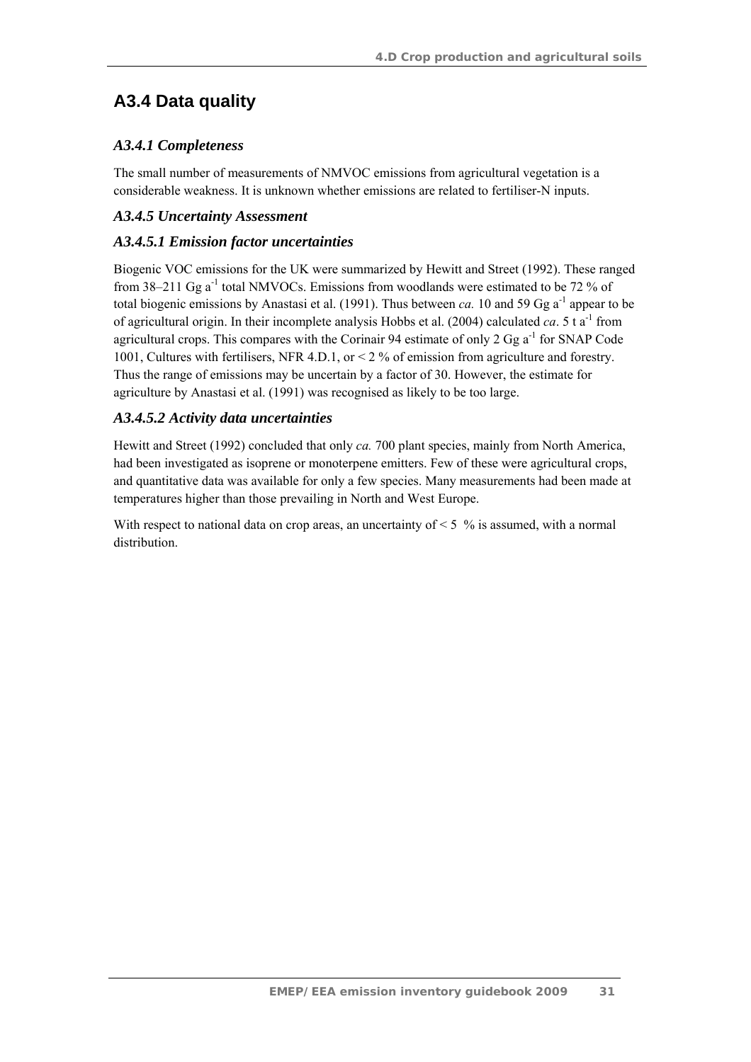## A3.4 Data quality

### *A3.4.1 Completeness*

The small number of measurements of NMVOC emissions from agricultural vegetation is a considerable weakness. It is unknown whether emissions are related to fertiliser-N inputs.

### *A3.4.5 Uncertainty Assessment*

### *A3.4.5.1 Emission factor uncertainties*

Biogenic VOC emissions for the UK were summarized by Hewitt and Street (1992). These ranged from 38–211 Gg $a^{-1}$ total NMVOCs. Emissions from woodlands were estimated to be 72 % of total biogenic emissions by Anastasi et al. (1991). Thus between *ca.* 10 and 59 Gg $a^{-1}$ appear to be of agricultural origin. In their incomplete analysis Hobbs et al. (2004) calculated *ca*. 5 t $a^{-1}$ from agricultural crops. This compares with the Corinair 94 estimate of only 2 Gg $a^{-1}$ for SNAP Code 1001, Cultures with fertilisers, NFR 4.D.1, or < 2 % of emission from agriculture and forestry. Thus the range of emissions may be uncertain by a factor of 30. However, the estimate for agriculture by Anastasi et al. (1991) was recognised as likely to be too large.

### *A3.4.5.2 Activity data uncertainties*

Hewitt and Street (1992) concluded that only *ca.* 700 plant species, mainly from North America, had been investigated as isoprene or monoterpene emitters. Few of these were agricultural crops, and quantitative data was available for only a few species. Many measurements had been made at temperatures higher than those prevailing in North and West Europe.

With respect to national data on crop areas, an uncertainty of < 5 % is assumed, with a normal distribution.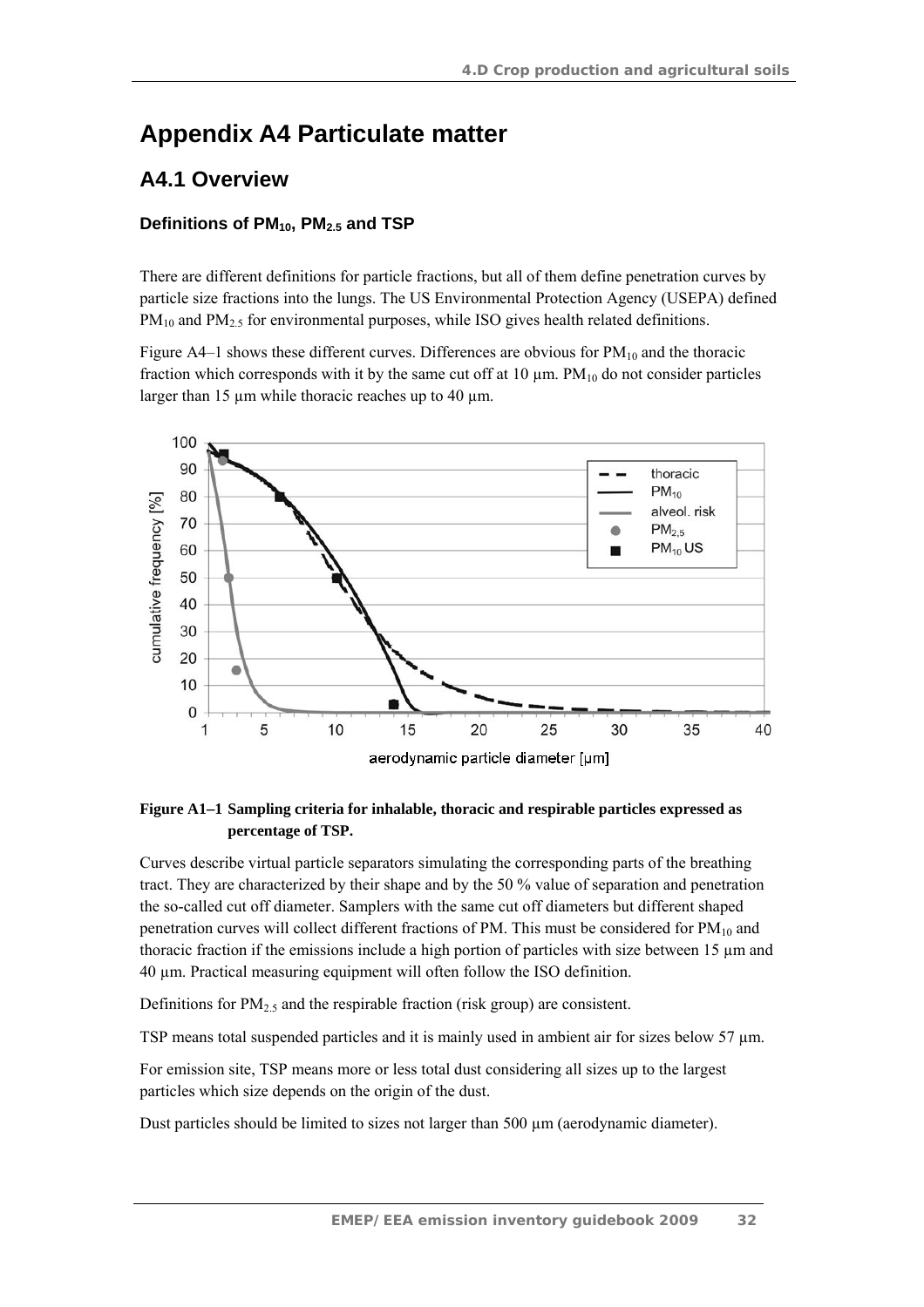# Appendix A4 Particulate matter

## A4.1 Overview

### Definitions of $PM_{10}$, $PM_{2.5}$ and TSP

There are different definitions for particle fractions, but all of them define penetration curves by particle size fractions into the lungs. The US Environmental Protection Agency (USEPA) defined $PM_{10}$ and $PM_{2.5}$ for environmental purposes, while ISO gives health related definitions.

Figure A4–1 shows these different curves. Differences are obvious for $PM_{10}$ and the thoracic fraction which corresponds with it by the same cut off at 10 µm. $PM_{10}$ do not consider particles larger than 15 µm while thoracic reaches up to 40 µm.

**Figure A1–1 Sampling criteria for inhalable, thoracic and respirable particles expressed as percentage of TSP.**

Curves describe virtual particle separators simulating the corresponding parts of the breathing tract. They are characterized by their shape and by the 50 % value of separation and penetration the so-called cut off diameter. Samplers with the same cut off diameters but different shaped penetration curves will collect different fractions of PM. This must be considered for $PM_{10}$ and thoracic fraction if the emissions include a high portion of particles with size between 15 µm and 40 µm. Practical measuring equipment will often follow the ISO definition.

Definitions for $PM_{2.5}$ and the respirable fraction (risk group) are consistent.

TSP means total suspended particles and it is mainly used in ambient air for sizes below 57 µm.

For emission site, TSP means more or less total dust considering all sizes up to the largest particles which size depends on the origin of the dust.

Dust particles should be limited to sizes not larger than 500 µm (aerodynamic diameter).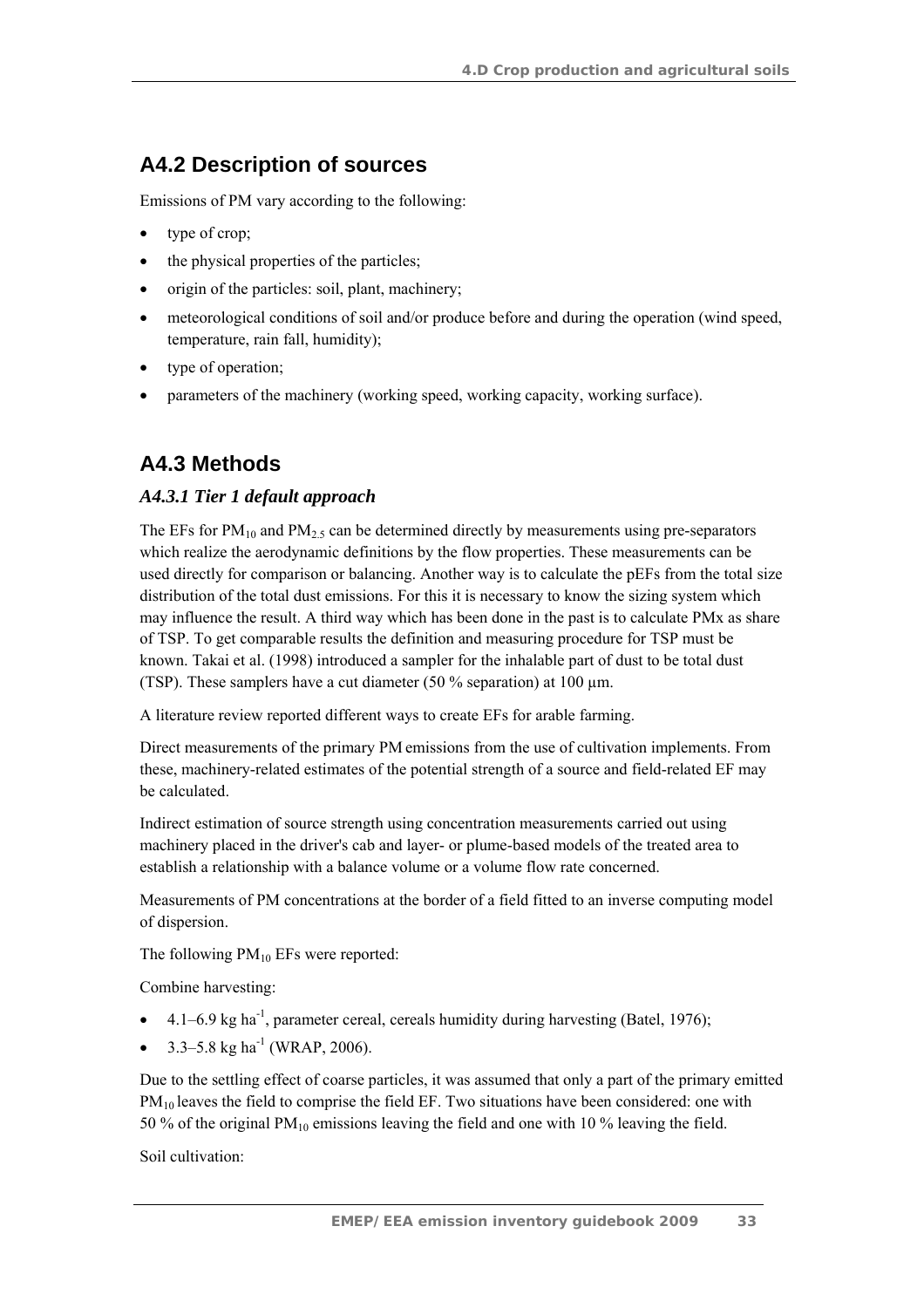## A4.2 Description of sources

Emissions of PM vary according to the following:

- type of crop;
- the physical properties of the particles;
- origin of the particles: soil, plant, machinery;
- meteorological conditions of soil and/or produce before and during the operation (wind speed, temperature, rain fall, humidity);
- type of operation;
- parameters of the machinery (working speed, working capacity, working surface).

## A4.3 Methods

### *A4.3.1 Tier 1 default approach*

The EFs for $PM_{10}$ and $PM_{2.5}$ can be determined directly by measurements using pre-separators which realize the aerodynamic definitions by the flow properties. These measurements can be used directly for comparison or balancing. Another way is to calculate the pEFs from the total size distribution of the total dust emissions. For this it is necessary to know the sizing system which may influence the result. A third way which has been done in the past is to calculate PMx as share of TSP. To get comparable results the definition and measuring procedure for TSP must be known. Takai et al. (1998) introduced a sampler for the inhalable part of dust to be total dust (TSP). These samplers have a cut diameter (50 % separation) at 100 µm.

A literature review reported different ways to create EFs for arable farming.

Direct measurements of the primary PM emissions from the use of cultivation implements. From these, machinery-related estimates of the potential strength of a source and field-related EF may be calculated.

Indirect estimation of source strength using concentration measurements carried out using machinery placed in the driver's cab and layer- or plume-based models of the treated area to establish a relationship with a balance volume or a volume flow rate concerned.

Measurements of PM concentrations at the border of a field fitted to an inverse computing model of dispersion.

The following $PM_{10}$ EFs were reported:

Combine harvesting:

- 4.1–6.9 kg $ha^{-1}$, parameter cereal, cereals humidity during harvesting (Batel, 1976);
- 3.3–5.8 kg $ha^{-1}$ (WRAP, 2006).

Due to the settling effect of coarse particles, it was assumed that only a part of the primary emitted $PM_{10}$ leaves the field to comprise the field EF. Two situations have been considered: one with 50 % of the original $PM_{10}$ emissions leaving the field and one with 10 % leaving the field.

Soil cultivation: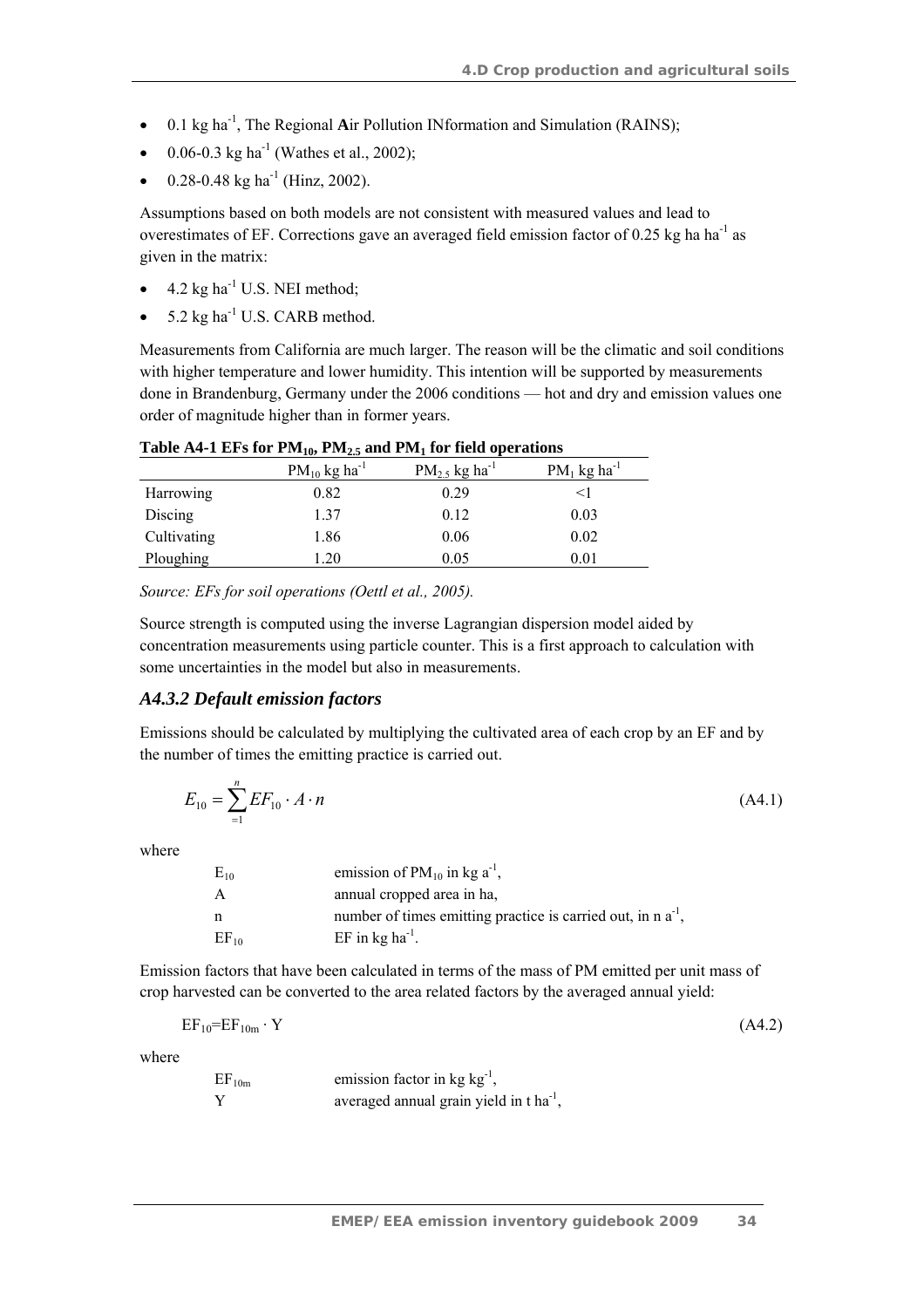- 0.1 kg $ha^{-1}$, The Regional **A**ir Pollution INformation and Simulation (RAINS);
- 0.06-0.3 kg $ha^{-1}$ (Wathes et al., 2002);
- 0.28-0.48 kg $ha^{-1}$ (Hinz, 2002).

Assumptions based on both models are not consistent with measured values and lead to overestimates of EF. Corrections gave an averaged field emission factor of 0.25 kg ha $ha^{-1}$ as given in the matrix:

- 4.2 kg $ha^{-1}$ U.S. NEI method;
- 5.2 kg $ha^{-1}$ U.S. CARB method.

Measurements from California are much larger. The reason will be the climatic and soil conditions with higher temperature and lower humidity. This intention will be supported by measurements done in Brandenburg, Germany under the 2006 conditions — hot and dry and emission values one order of magnitude higher than in former years.

**Table A4-1 EFs for $PM_{10}$, $PM_{2.5}$ and $PM_1$ for field operations**

| | $PM_{10}$ kg $ha^{-1}$ | $PM_{2.5}$ kg $ha^{-1}$ | $PM_1$ kg $ha^{-1}$ |
|---|---|---|---|
| Harrowing | 0.82 | 0.29 | <1 |
| Discing | 1.37 | 0.12 | 0.03 |
| Cultivating | 1.86 | 0.06 | 0.02 |
| Ploughing | 1.20 | 0.05 | 0.01 |

*Source: EFs for soil operations (Oettl et al., 2005).*

Source strength is computed using the inverse Lagrangian dispersion model aided by concentration measurements using particle counter. This is a first approach to calculation with some uncertainties in the model but also in measurements.

### *A4.3.2 Default emission factors*

Emissions should be calculated by multiplying the cultivated area of each crop by an EF and by the number of times the emitting practice is carried out.

$$E_{10} = \sum_{=1}^{n} EF_{10} \cdot A \cdot n \tag{A4.1}$$

where

| | |
|---|---|
| $E_{10}$ | emission of $PM_{10}$ in kg $a^{-1}$, |
| A | annual cropped area in ha, |
| n | number of times emitting practice is carried out, in n $a^{-1}$, |
| $EF_{10}$ | EF in kg $ha^{-1}$. |

Emission factors that have been calculated in terms of the mass of PM emitted per unit mass of crop harvested can be converted to the area related factors by the averaged annual yield:

$$EF_{10}=EF_{10m} \cdot Y \tag{A4.2}$$

where

| | |
|---|---|
| $EF_{10m}$ | emission factor in kg $kg^{-1}$, |
| Y | averaged annual grain yield in t $ha^{-1}$, |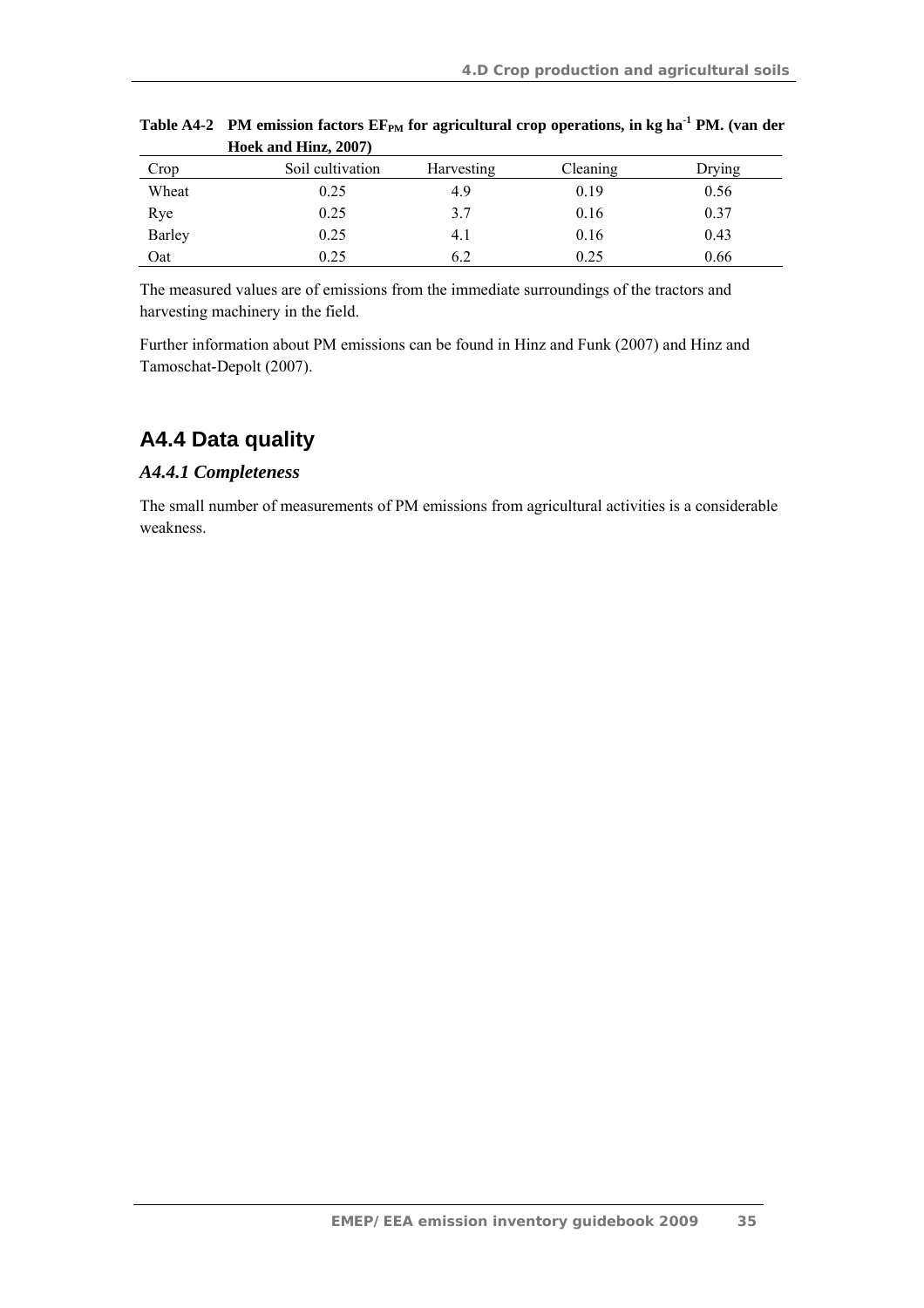**Table A4-2 PM emission factors $EF_{PM}$ for agricultural crop operations, in kg $ha^{-1}$ PM. (van der Hoek and Hinz, 2007)**

| Crop | Soil cultivation | Harvesting | Cleaning | Drying |
|---|---|---|---|---|
| Wheat | 0.25 | 4.9 | 0.19 | 0.56 |
| Rye | 0.25 | 3.7 | 0.16 | 0.37 |
| Barley | 0.25 | 4.1 | 0.16 | 0.43 |
| Oat | 0.25 | 6.2 | 0.25 | 0.66 |

The measured values are of emissions from the immediate surroundings of the tractors and harvesting machinery in the field.

Further information about PM emissions can be found in Hinz and Funk (2007) and Hinz and Tamoschat-Depolt (2007).

## A4.4 Data quality

### *A4.4.1 Completeness*

The small number of measurements of PM emissions from agricultural activities is a considerable weakness.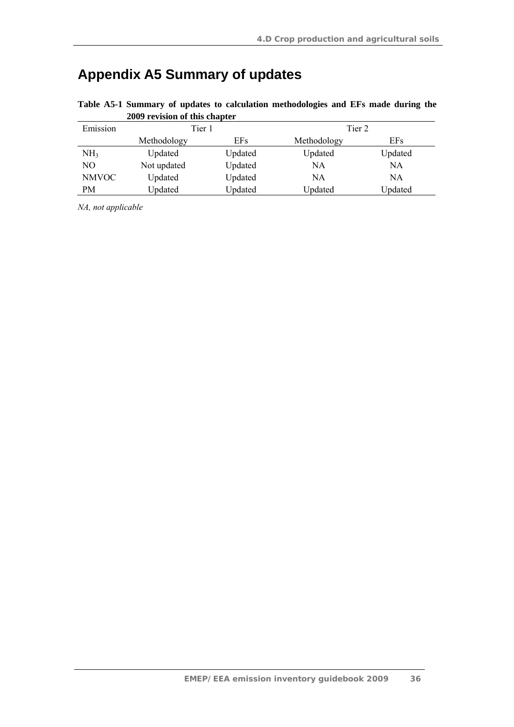# Appendix A5 Summary of updates

**Table A5-1 Summary of updates to calculation methodologies and EFs made during the 2009 revision of this chapter**

| Emission | Tier 1 | | Tier 2 | |
|---|---|---|---|---|
| | Methodology | EFs | Methodology | EFs |
| $NH_3$ | Updated | Updated | Updated | Updated |
| NO | Not updated | Updated | NA | NA |
| NMVOC | Updated | Updated | NA | NA |
| PM | Updated | Updated | Updated | Updated |

*NA, not applicable*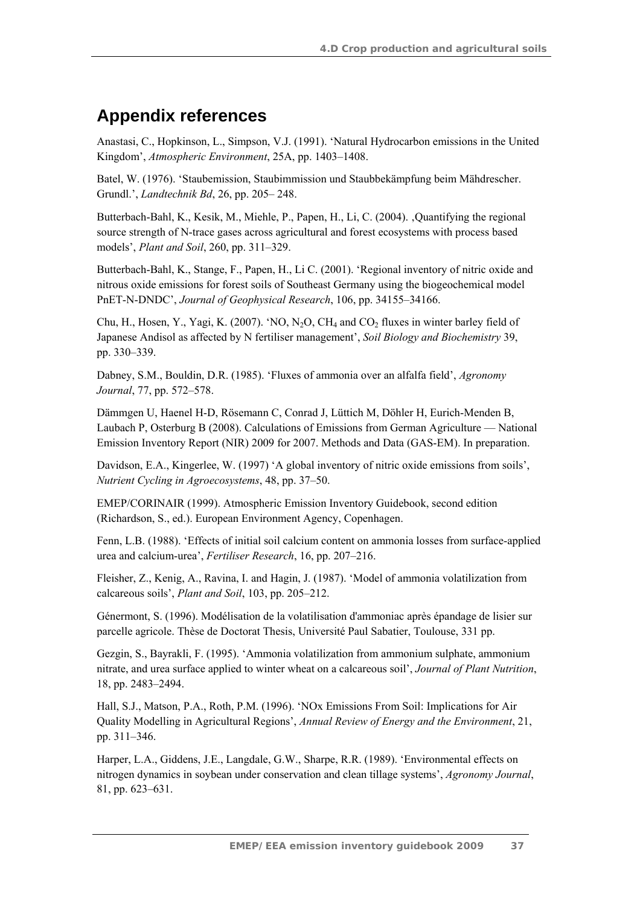## Appendix references

Anastasi, C., Hopkinson, L., Simpson, V.J. (1991). 'Natural Hydrocarbon emissions in the United Kingdom', *Atmospheric Environment*, 25A, pp. 1403–1408.

Batel, W. (1976). 'Staubemission, Staubimmission und Staubbekämpfung beim Mähdrescher. Grundl.', *Landtechnik Bd*, 26, pp. 205– 248.

Butterbach-Bahl, K., Kesik, M., Miehle, P., Papen, H., Li, C. (2004). ‚Quantifying the regional source strength of N-trace gases across agricultural and forest ecosystems with process based models', *Plant and Soil*, 260, pp. 311–329.

Butterbach-Bahl, K., Stange, F., Papen, H., Li C. (2001). 'Regional inventory of nitric oxide and nitrous oxide emissions for forest soils of Southeast Germany using the biogeochemical model PnET-N-DNDC', *Journal of Geophysical Research*, 106, pp. 34155–34166.

Chu, H., Hosen, Y., Yagi, K. (2007). 'NO, $N_2O$, $CH_4$ and $CO_2$ fluxes in winter barley field of Japanese Andisol as affected by N fertiliser management', *Soil Biology and Biochemistry* 39, pp. 330–339.

Dabney, S.M., Bouldin, D.R. (1985). 'Fluxes of ammonia over an alfalfa field', *Agronomy Journal*, 77, pp. 572–578.

Dämmgen U, Haenel H-D, Rösemann C, Conrad J, Lüttich M, Döhler H, Eurich-Menden B, Laubach P, Osterburg B (2008). Calculations of Emissions from German Agriculture — National Emission Inventory Report (NIR) 2009 for 2007. Methods and Data (GAS-EM). In preparation.

Davidson, E.A., Kingerlee, W. (1997) 'A global inventory of nitric oxide emissions from soils', *Nutrient Cycling in Agroecosystems*, 48, pp. 37–50.

EMEP/CORINAIR (1999). Atmospheric Emission Inventory Guidebook, second edition (Richardson, S., ed.). European Environment Agency, Copenhagen.

Fenn, L.B. (1988). 'Effects of initial soil calcium content on ammonia losses from surface-applied urea and calcium-urea', *Fertiliser Research*, 16, pp. 207–216.

Fleisher, Z., Kenig, A., Ravina, I. and Hagin, J. (1987). 'Model of ammonia volatilization from calcareous soils', *Plant and Soil*, 103, pp. 205–212.

Génermont, S. (1996). Modélisation de la volatilisation d'ammoniac après épandage de lisier sur parcelle agricole. Thèse de Doctorat Thesis, Université Paul Sabatier, Toulouse, 331 pp.

Gezgin, S., Bayrakli, F. (1995). 'Ammonia volatilization from ammonium sulphate, ammonium nitrate, and urea surface applied to winter wheat on a calcareous soil', *Journal of Plant Nutrition*, 18, pp. 2483–2494.

Hall, S.J., Matson, P.A., Roth, P.M. (1996). 'NOx Emissions From Soil: Implications for Air Quality Modelling in Agricultural Regions', *Annual Review of Energy and the Environment*, 21, pp. 311–346.

Harper, L.A., Giddens, J.E., Langdale, G.W., Sharpe, R.R. (1989). 'Environmental effects on nitrogen dynamics in soybean under conservation and clean tillage systems', *Agronomy Journal*, 81, pp. 623–631.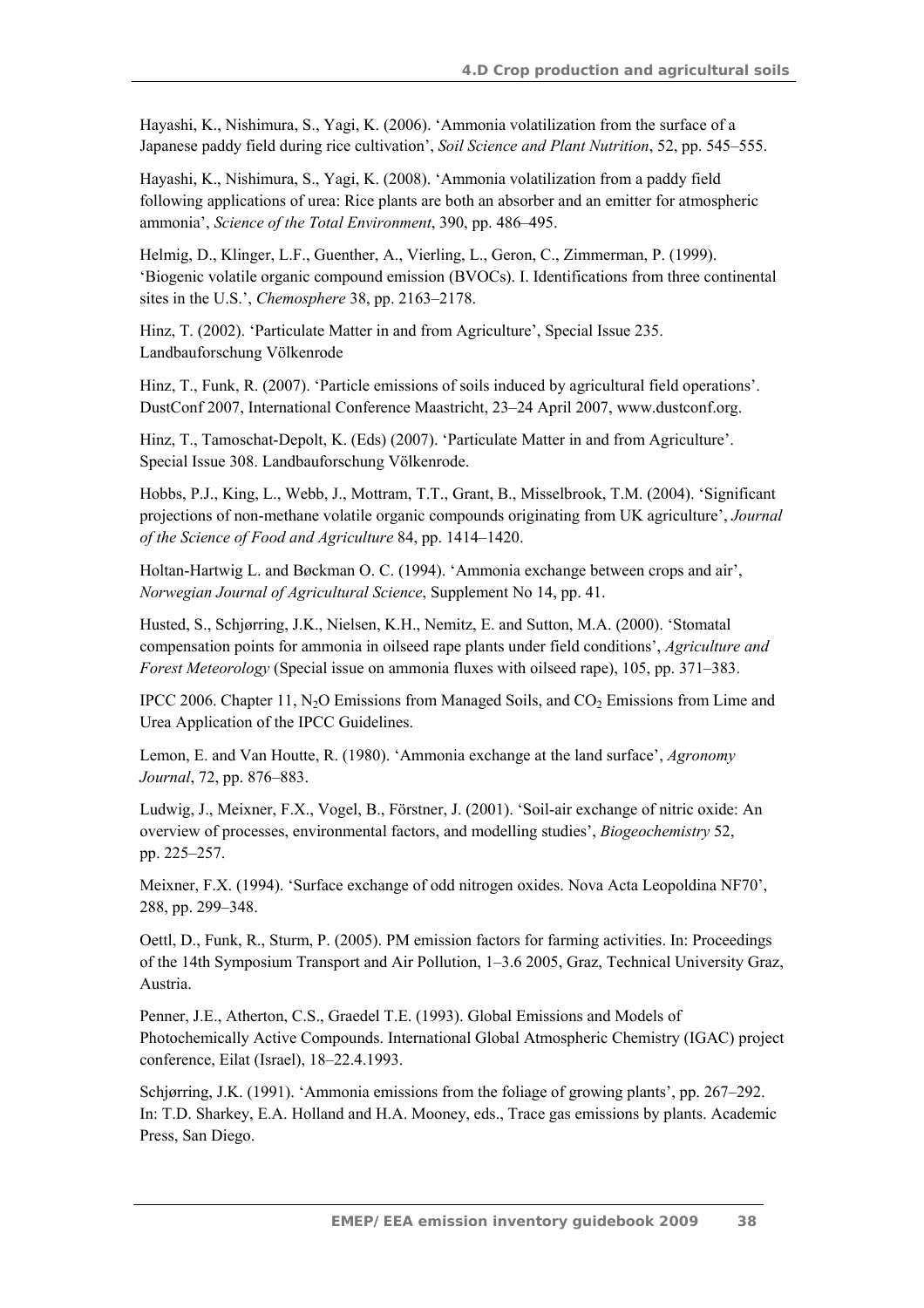Hayashi, K., Nishimura, S., Yagi, K. (2006). 'Ammonia volatilization from the surface of a Japanese paddy field during rice cultivation', *Soil Science and Plant Nutrition*, 52, pp. 545–555.

Hayashi, K., Nishimura, S., Yagi, K. (2008). 'Ammonia volatilization from a paddy field following applications of urea: Rice plants are both an absorber and an emitter for atmospheric ammonia', *Science of the Total Environment*, 390, pp. 486–495.

Helmig, D., Klinger, L.F., Guenther, A., Vierling, L., Geron, C., Zimmerman, P. (1999). 'Biogenic volatile organic compound emission (BVOCs). I. Identifications from three continental sites in the U.S.', *Chemosphere* 38, pp. 2163–2178.

Hinz, T. (2002). 'Particulate Matter in and from Agriculture', Special Issue 235. Landbauforschung Völkenrode

Hinz, T., Funk, R. (2007). 'Particle emissions of soils induced by agricultural field operations'. DustConf 2007, International Conference Maastricht, 23–24 April 2007, www.dustconf.org.

Hinz, T., Tamoschat-Depolt, K. (Eds) (2007). 'Particulate Matter in and from Agriculture'. Special Issue 308. Landbauforschung Völkenrode.

Hobbs, P.J., King, L., Webb, J., Mottram, T.T., Grant, B., Misselbrook, T.M. (2004). 'Significant projections of non-methane volatile organic compounds originating from UK agriculture', *Journal of the Science of Food and Agriculture* 84, pp. 1414–1420.

Holtan-Hartwig L. and Bøckman O. C. (1994). 'Ammonia exchange between crops and air', *Norwegian Journal of Agricultural Science*, Supplement No 14, pp. 41.

Husted, S., Schjørring, J.K., Nielsen, K.H., Nemitz, E. and Sutton, M.A. (2000). 'Stomatal compensation points for ammonia in oilseed rape plants under field conditions', *Agriculture and Forest Meteorology* (Special issue on ammonia fluxes with oilseed rape), 105, pp. 371–383.

IPCC 2006. Chapter 11, $N_2O$ Emissions from Managed Soils, and $CO_2$ Emissions from Lime and Urea Application of the IPCC Guidelines.

Lemon, E. and Van Houtte, R. (1980). 'Ammonia exchange at the land surface', *Agronomy Journal*, 72, pp. 876–883.

Ludwig, J., Meixner, F.X., Vogel, B., Förstner, J. (2001). 'Soil-air exchange of nitric oxide: An overview of processes, environmental factors, and modelling studies', *Biogeochemistry* 52, pp. 225–257.

Meixner, F.X. (1994). 'Surface exchange of odd nitrogen oxides. Nova Acta Leopoldina NF70', 288, pp. 299–348.

Oettl, D., Funk, R., Sturm, P. (2005). PM emission factors for farming activities. In: Proceedings of the 14th Symposium Transport and Air Pollution, 1–3.6 2005, Graz, Technical University Graz, Austria.

Penner, J.E., Atherton, C.S., Graedel T.E. (1993). Global Emissions and Models of Photochemically Active Compounds. International Global Atmospheric Chemistry (IGAC) project conference, Eilat (Israel), 18–22.4.1993.

Schjørring, J.K. (1991). 'Ammonia emissions from the foliage of growing plants', pp. 267–292. In: T.D. Sharkey, E.A. Holland and H.A. Mooney, eds., Trace gas emissions by plants. Academic Press, San Diego.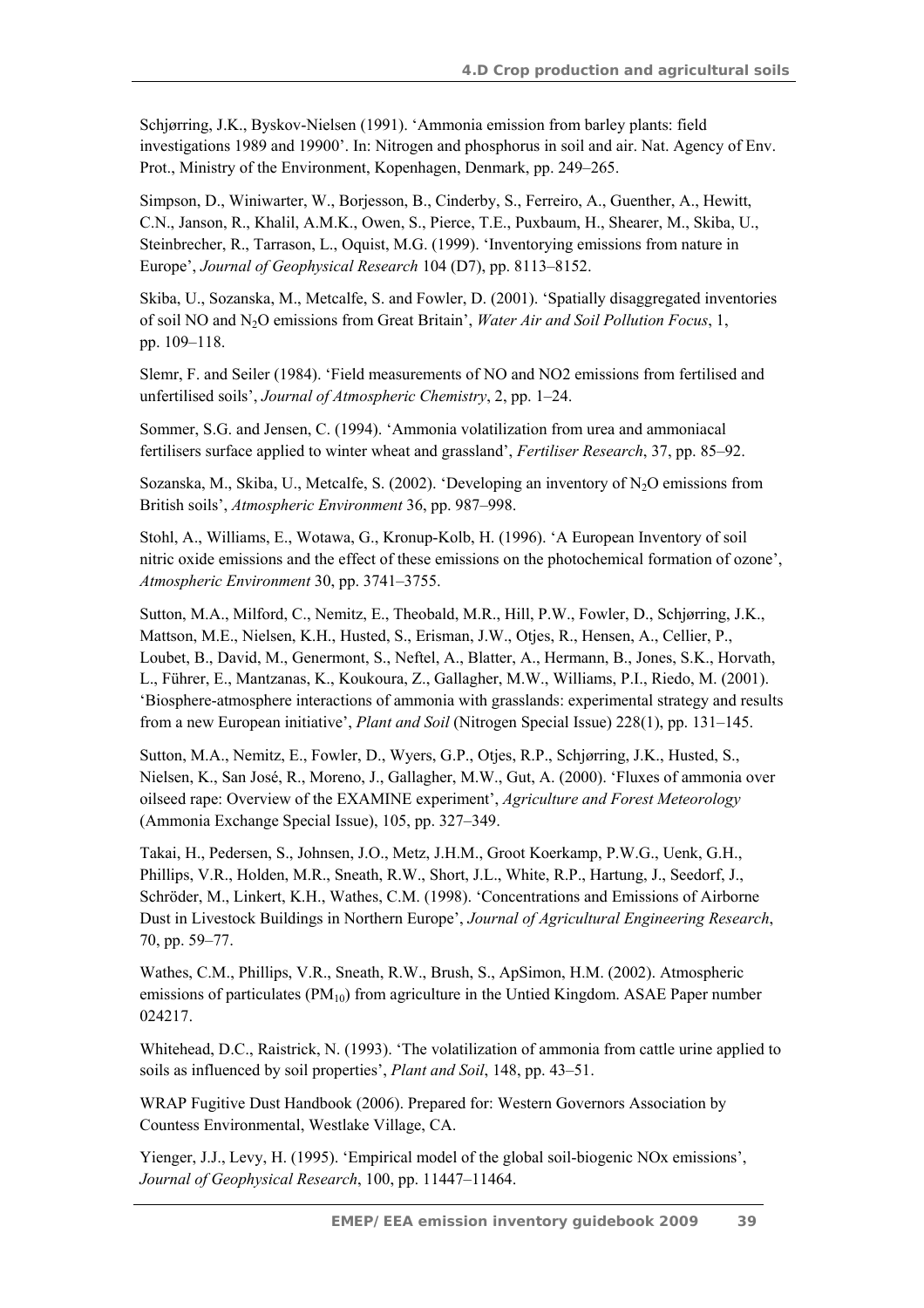Schjørring, J.K., Byskov-Nielsen (1991). 'Ammonia emission from barley plants: field investigations 1989 and 19900'. In: Nitrogen and phosphorus in soil and air. Nat. Agency of Env. Prot., Ministry of the Environment, Kopenhagen, Denmark, pp. 249–265.

Simpson, D., Winiwarter, W., Borjesson, B., Cinderby, S., Ferreiro, A., Guenther, A., Hewitt, C.N., Janson, R., Khalil, A.M.K., Owen, S., Pierce, T.E., Puxbaum, H., Shearer, M., Skiba, U., Steinbrecher, R., Tarrason, L., Oquist, M.G. (1999). 'Inventorying emissions from nature in Europe', *Journal of Geophysical Research* 104 (D7), pp. 8113–8152.

Skiba, U., Sozanska, M., Metcalfe, S. and Fowler, D. (2001). 'Spatially disaggregated inventories of soil NO and $N_2O$ emissions from Great Britain', *Water Air and Soil Pollution Focus*, 1, pp. 109–118.

Slemr, F. and Seiler (1984). 'Field measurements of NO and NO2 emissions from fertilised and unfertilised soils', *Journal of Atmospheric Chemistry*, 2, pp. 1–24.

Sommer, S.G. and Jensen, C. (1994). 'Ammonia volatilization from urea and ammoniacal fertilisers surface applied to winter wheat and grassland', *Fertiliser Research*, 37, pp. 85–92.

Sozanska, M., Skiba, U., Metcalfe, S. (2002). 'Developing an inventory of $N_2O$ emissions from British soils', *Atmospheric Environment* 36, pp. 987–998.

Stohl, A., Williams, E., Wotawa, G., Kronup-Kolb, H. (1996). 'A European Inventory of soil nitric oxide emissions and the effect of these emissions on the photochemical formation of ozone', *Atmospheric Environment* 30, pp. 3741–3755.

Sutton, M.A., Milford, C., Nemitz, E., Theobald, M.R., Hill, P.W., Fowler, D., Schjørring, J.K., Mattson, M.E., Nielsen, K.H., Husted, S., Erisman, J.W., Otjes, R., Hensen, A., Cellier, P., Loubet, B., David, M., Genermont, S., Neftel, A., Blatter, A., Hermann, B., Jones, S.K., Horvath, L., Führer, E., Mantzanas, K., Koukoura, Z., Gallagher, M.W., Williams, P.I., Riedo, M. (2001). 'Biosphere-atmosphere interactions of ammonia with grasslands: experimental strategy and results from a new European initiative', *Plant and Soil* (Nitrogen Special Issue) 228(1), pp. 131–145.

Sutton, M.A., Nemitz, E., Fowler, D., Wyers, G.P., Otjes, R.P., Schjørring, J.K., Husted, S., Nielsen, K., San José, R., Moreno, J., Gallagher, M.W., Gut, A. (2000). 'Fluxes of ammonia over oilseed rape: Overview of the EXAMINE experiment', *Agriculture and Forest Meteorology* (Ammonia Exchange Special Issue), 105, pp. 327–349.

Takai, H., Pedersen, S., Johnsen, J.O., Metz, J.H.M., Groot Koerkamp, P.W.G., Uenk, G.H., Phillips, V.R., Holden, M.R., Sneath, R.W., Short, J.L., White, R.P., Hartung, J., Seedorf, J., Schröder, M., Linkert, K.H., Wathes, C.M. (1998). 'Concentrations and Emissions of Airborne Dust in Livestock Buildings in Northern Europe', *Journal of Agricultural Engineering Research*, 70, pp. 59–77.

Wathes, C.M., Phillips, V.R., Sneath, R.W., Brush, S., ApSimon, H.M. (2002). Atmospheric emissions of particulates ($PM_{10}$) from agriculture in the Untied Kingdom. ASAE Paper number 024217.

Whitehead, D.C., Raistrick, N. (1993). 'The volatilization of ammonia from cattle urine applied to soils as influenced by soil properties', *Plant and Soil*, 148, pp. 43–51.

WRAP Fugitive Dust Handbook (2006). Prepared for: Western Governors Association by Countess Environmental, Westlake Village, CA.

Yienger, J.J., Levy, H. (1995). 'Empirical model of the global soil-biogenic NOx emissions', *Journal of Geophysical Research*, 100, pp. 11447–11464.